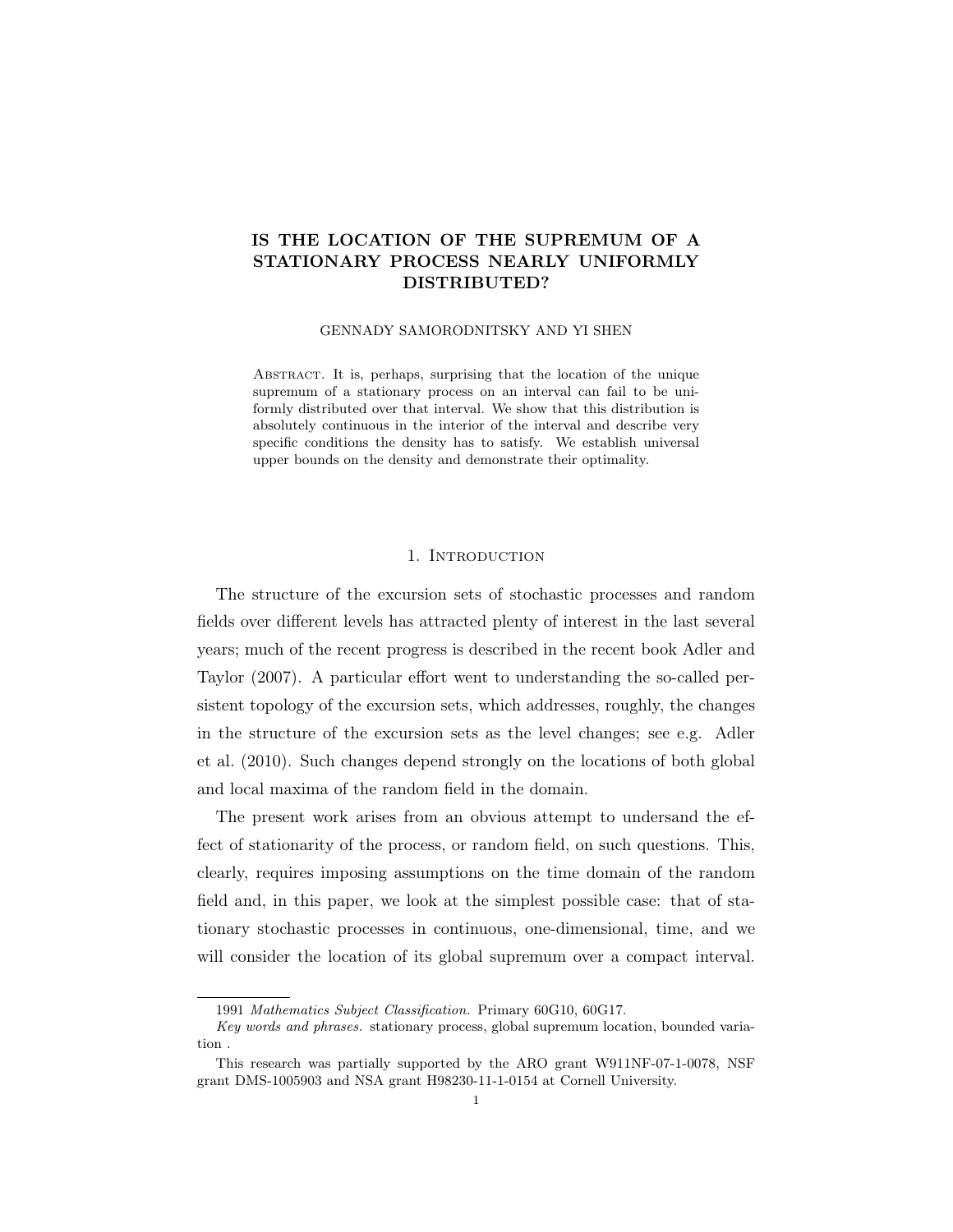# IS THE LOCATION OF THE SUPREMUM OF A STATIONARY PROCESS NEARLY UNIFORMLY DISTRIBUTED?

GENNADY SAMORODNITSKY AND YI SHEN

Abstract. It is, perhaps, surprising that the location of the unique supremum of a stationary process on an interval can fail to be uniformly distributed over that interval. We show that this distribution is absolutely continuous in the interior of the interval and describe very specific conditions the density has to satisfy. We establish universal upper bounds on the density and demonstrate their optimality.

## 1. Introduction

The structure of the excursion sets of stochastic processes and random fields over different levels has attracted plenty of interest in the last several years; much of the recent progress is described in the recent book Adler and Taylor (2007). A particular effort went to understanding the so-called persistent topology of the excursion sets, which addresses, roughly, the changes in the structure of the excursion sets as the level changes; see e.g. Adler et al. (2010). Such changes depend strongly on the locations of both global and local maxima of the random field in the domain.

The present work arises from an obvious attempt to undersand the effect of stationarity of the process, or random field, on such questions. This, clearly, requires imposing assumptions on the time domain of the random field and, in this paper, we look at the simplest possible case: that of stationary stochastic processes in continuous, one-dimensional, time, and we will consider the location of its global supremum over a compact interval.

---

1991 *Mathematics Subject Classification.* Primary 60G10, 60G17.

*Key words and phrases.* stationary process, global supremum location, bounded variation .

This research was partially supported by the ARO grant W911NF-07-1-0078, NSF grant DMS-1005903 and NSA grant H98230-11-1-0154 at Cornell University.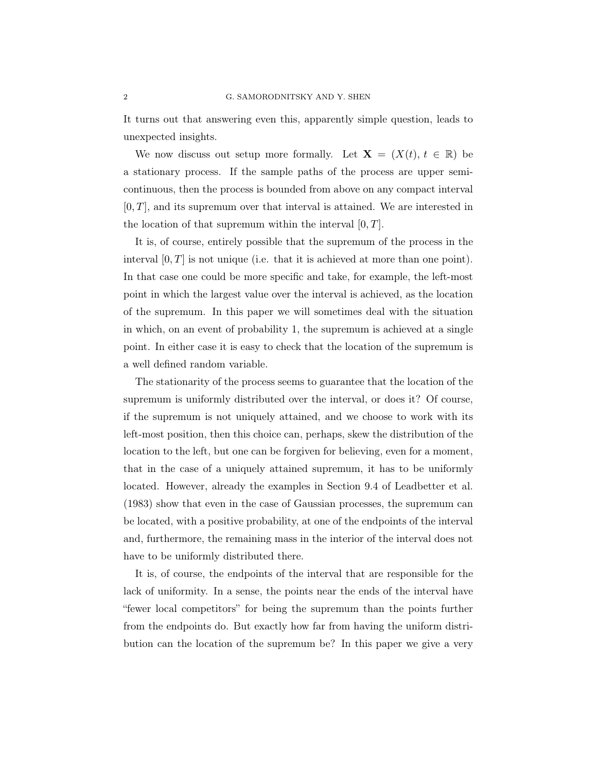It turns out that answering even this, apparently simple question, leads to unexpected insights.

We now discuss out setup more formally. Let $\mathbf{X} = (X(t),\, t \in \mathbb{R})$ be a stationary process. If the sample paths of the process are upper semi-continuous, then the process is bounded from above on any compact interval $[0, T]$, and its supremum over that interval is attained. We are interested in the location of that supremum within the interval $[0, T]$.

It is, of course, entirely possible that the supremum of the process in the interval $[0, T]$ is not unique (i.e. that it is achieved at more than one point). In that case one could be more specific and take, for example, the left-most point in which the largest value over the interval is achieved, as the location of the supremum. In this paper we will sometimes deal with the situation in which, on an event of probability 1, the supremum is achieved at a single point. In either case it is easy to check that the location of the supremum is a well defined random variable.

The stationarity of the process seems to guarantee that the location of the supremum is uniformly distributed over the interval, or does it? Of course, if the supremum is not uniquely attained, and we choose to work with its left-most position, then this choice can, perhaps, skew the distribution of the location to the left, but one can be forgiven for believing, even for a moment, that in the case of a uniquely attained supremum, it has to be uniformly located. However, already the examples in Section 9.4 of Leadbetter et al. (1983) show that even in the case of Gaussian processes, the supremum can be located, with a positive probability, at one of the endpoints of the interval and, furthermore, the remaining mass in the interior of the interval does not have to be uniformly distributed there.

It is, of course, the endpoints of the interval that are responsible for the lack of uniformity. In a sense, the points near the ends of the interval have "fewer local competitors" for being the supremum than the points further from the endpoints do. But exactly how far from having the uniform distribution can the location of the supremum be? In this paper we give a very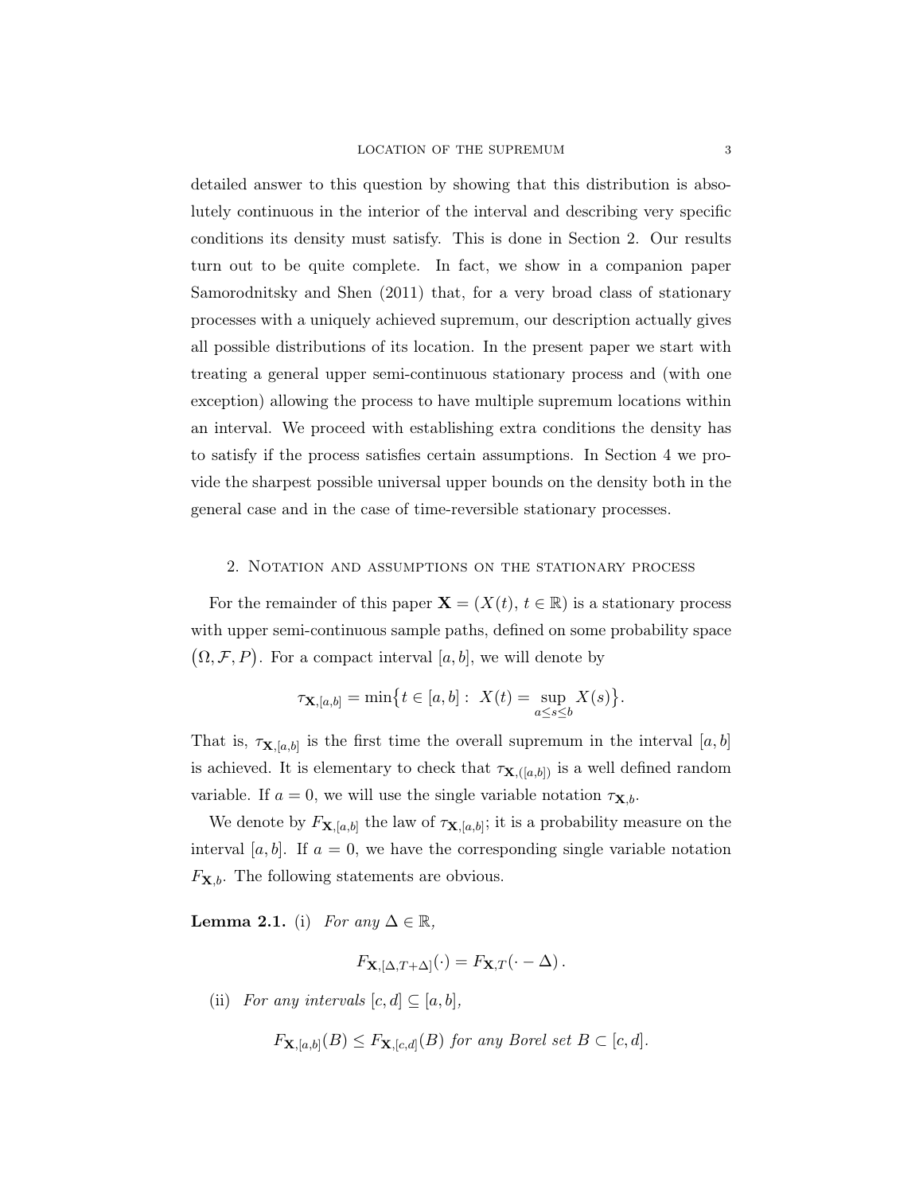detailed answer to this question by showing that this distribution is absolutely continuous in the interior of the interval and describing very specific conditions its density must satisfy. This is done in Section 2. Our results turn out to be quite complete. In fact, we show in a companion paper Samorodnitsky and Shen (2011) that, for a very broad class of stationary processes with a uniquely achieved supremum, our description actually gives all possible distributions of its location. In the present paper we start with treating a general upper semi-continuous stationary process and (with one exception) allowing the process to have multiple supremum locations within an interval. We proceed with establishing extra conditions the density has to satisfy if the process satisfies certain assumptions. In Section 4 we provide the sharpest possible universal upper bounds on the density both in the general case and in the case of time-reversible stationary processes.

## 2. Notation and assumptions on the stationary process

For the remainder of this paper $\mathbf{X} = (X(t),\, t \in \mathbb{R})$ is a stationary process with upper semi-continuous sample paths, defined on some probability space $(\Omega, \mathcal{F}, P)$. For a compact interval $[a, b]$, we will denote by

$$\tau_{\mathbf{X},[a,b]} = \min\{t \in [a,b] :\ X(t) = \sup_{a \le s \le b} X(s)\}.$$

That is, $\tau_{\mathbf{X},[a,b]}$ is the first time the overall supremum in the interval $[a, b]$ is achieved. It is elementary to check that $\tau_{\mathbf{X},([a,b])}$ is a well defined random variable. If $a = 0$, we will use the single variable notation $\tau_{\mathbf{X},b}$.

We denote by $F_{\mathbf{X},[a,b]}$ the law of $\tau_{\mathbf{X},[a,b]}$; it is a probability measure on the interval $[a, b]$. If $a = 0$, we have the corresponding single variable notation $F_{\mathbf{X},b}$. The following statements are obvious.

**Lemma 2.1.** (i) *For any $\Delta \in \mathbb{R}$,*

$$F_{\mathbf{X},[\Delta,T+\Delta]}(\cdot) = F_{\mathbf{X},T}(\cdot - \Delta)\,.$$

(ii) *For any intervals $[c, d] \subseteq [a, b]$,*

$$F_{\mathbf{X},[a,b]}(B) \le F_{\mathbf{X},[c,d]}(B) \text{ for any Borel set } B \subset [c, d].$$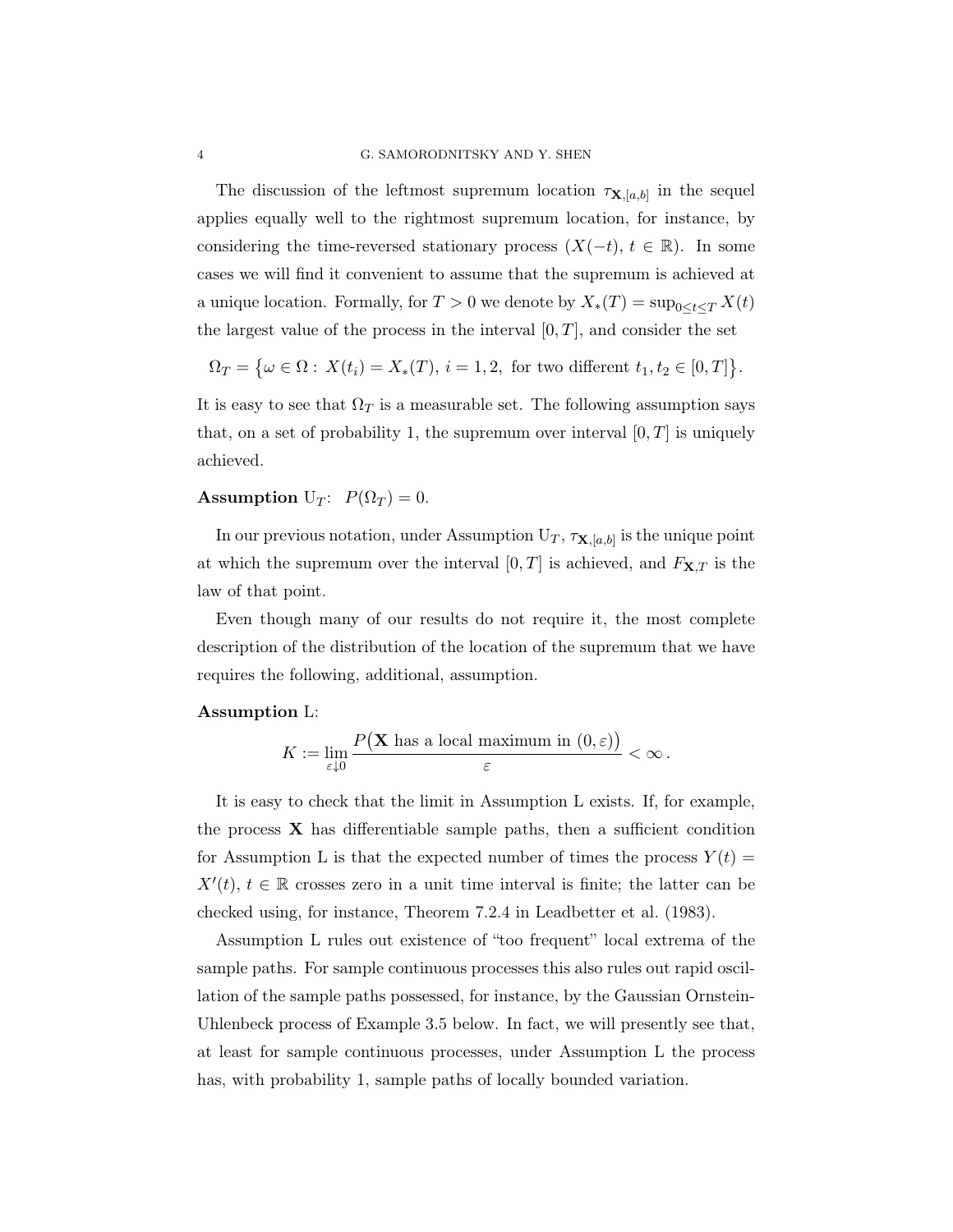The discussion of the leftmost supremum location $\tau_{\mathbf{X},[a,b]}$ in the sequel applies equally well to the rightmost supremum location, for instance, by considering the time-reversed stationary process $(X(-t),\, t \in \mathbb{R})$. In some cases we will find it convenient to assume that the supremum is achieved at a unique location. Formally, for $T > 0$ we denote by $X_*(T) = \sup_{0 \le t \le T} X(t)$ the largest value of the process in the interval $[0, T]$, and consider the set

$$\Omega_T = \big\{\omega \in \Omega : \, X(t_i) = X_*(T), \, i = 1, 2, \text{ for two different } t_1, t_2 \in [0, T]\big\}.$$

It is easy to see that $\Omega_T$ is a measurable set. The following assumption says that, on a set of probability 1, the supremum over interval $[0, T]$ is uniquely achieved.

**Assumption** $\mathrm{U}_T$: $P(\Omega_T) = 0$.

In our previous notation, under Assumption $\mathrm{U}_T$, $\tau_{\mathbf{X},[a,b]}$ is the unique point at which the supremum over the interval $[0, T]$ is achieved, and $F_{\mathbf{X},T}$ is the law of that point.

Even though many of our results do not require it, the most complete description of the distribution of the location of the supremum that we have requires the following, additional, assumption.

**Assumption** L:

$$K := \lim_{\varepsilon \downarrow 0} \frac{P\big(\mathbf{X} \text{ has a local maximum in } (0, \varepsilon)\big)}{\varepsilon} < \infty\,.$$

It is easy to check that the limit in Assumption L exists. If, for example, the process $\mathbf{X}$ has differentiable sample paths, then a sufficient condition for Assumption L is that the expected number of times the process $Y(t) = X'(t)$, $t \in \mathbb{R}$ crosses zero in a unit time interval is finite; the latter can be checked using, for instance, Theorem 7.2.4 in Leadbetter et al. (1983).

Assumption L rules out existence of "too frequent" local extrema of the sample paths. For sample continuous processes this also rules out rapid oscillation of the sample paths possessed, for instance, by the Gaussian Ornstein-Uhlenbeck process of Example 3.5 below. In fact, we will presently see that, at least for sample continuous processes, under Assumption L the process has, with probability 1, sample paths of locally bounded variation.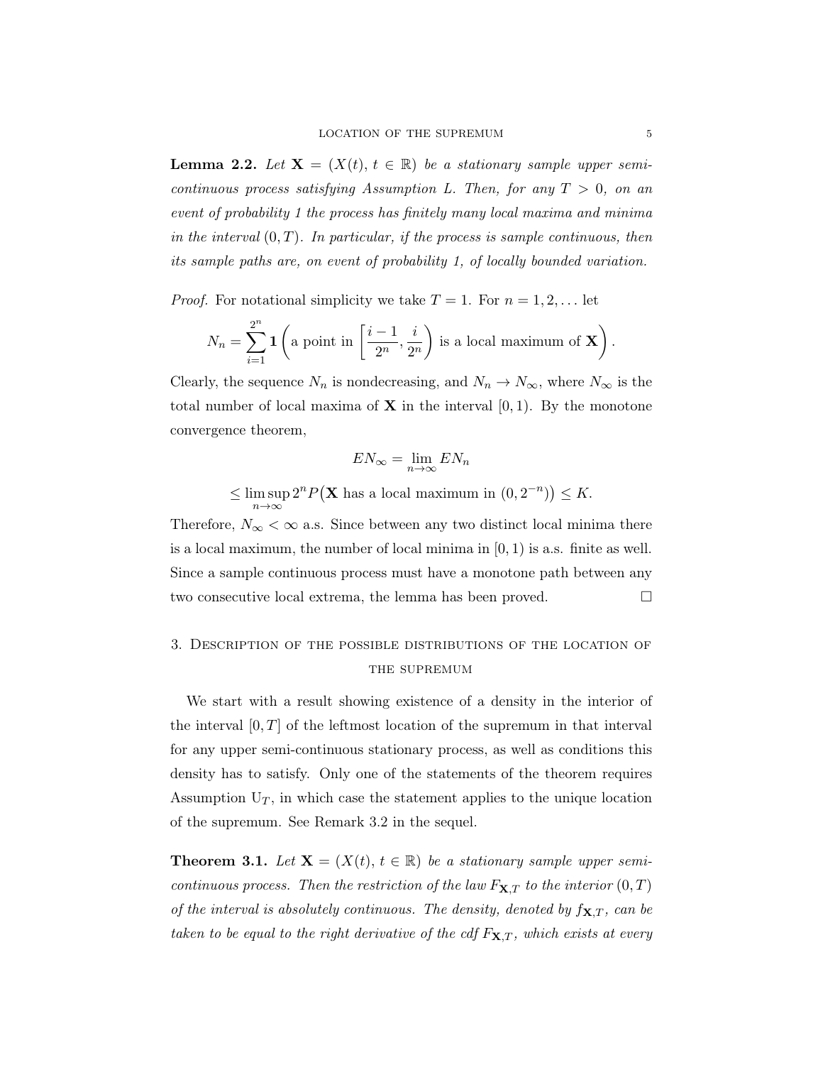**Lemma 2.2.** *Let $\mathbf{X} = (X(t),\, t \in \mathbb{R})$ be a stationary sample upper semi-continuous process satisfying Assumption L. Then, for any $T > 0$, on an event of probability 1 the process has finitely many local maxima and minima in the interval $(0, T)$. In particular, if the process is sample continuous, then its sample paths are, on event of probability 1, of locally bounded variation.*

*Proof.* For notational simplicity we take $T = 1$. For $n = 1, 2, \ldots$ let

$$N_n = \sum_{i=1}^{2^n} \mathbf{1}\left(\text{a point in } \left[\frac{i-1}{2^n}, \frac{i}{2^n}\right) \text{ is a local maximum of } \mathbf{X}\right).$$

Clearly, the sequence $N_n$ is nondecreasing, and $N_n \to N_\infty$, where $N_\infty$ is the total number of local maxima of $\mathbf{X}$ in the interval $[0, 1)$. By the monotone convergence theorem,

$$EN_\infty = \lim_{n\to\infty} EN_n$$

$$\leq \limsup_{n\to\infty} 2^n P\big(\mathbf{X} \text{ has a local maximum in } (0, 2^{-n})\big) \leq K.$$

Therefore, $N_\infty < \infty$ a.s. Since between any two distinct local minima there is a local maximum, the number of local minima in $[0, 1)$ is a.s. finite as well. Since a sample continuous process must have a monotone path between any two consecutive local extrema, the lemma has been proved. $\square$

## 3. Description of the possible distributions of the location of the supremum

We start with a result showing existence of a density in the interior of the interval $[0, T]$ of the leftmost location of the supremum in that interval for any upper semi-continuous stationary process, as well as conditions this density has to satisfy. Only one of the statements of the theorem requires Assumption $\mathrm{U}_T$, in which case the statement applies to the unique location of the supremum. See Remark 3.2 in the sequel.

**Theorem 3.1.** *Let $\mathbf{X} = (X(t),\, t \in \mathbb{R})$ be a stationary sample upper semi-continuous process. Then the restriction of the law $F_{\mathbf{X},T}$ to the interior $(0, T)$ of the interval is absolutely continuous. The density, denoted by $f_{\mathbf{X},T}$, can be taken to be equal to the right derivative of the cdf $F_{\mathbf{X},T}$, which exists at every*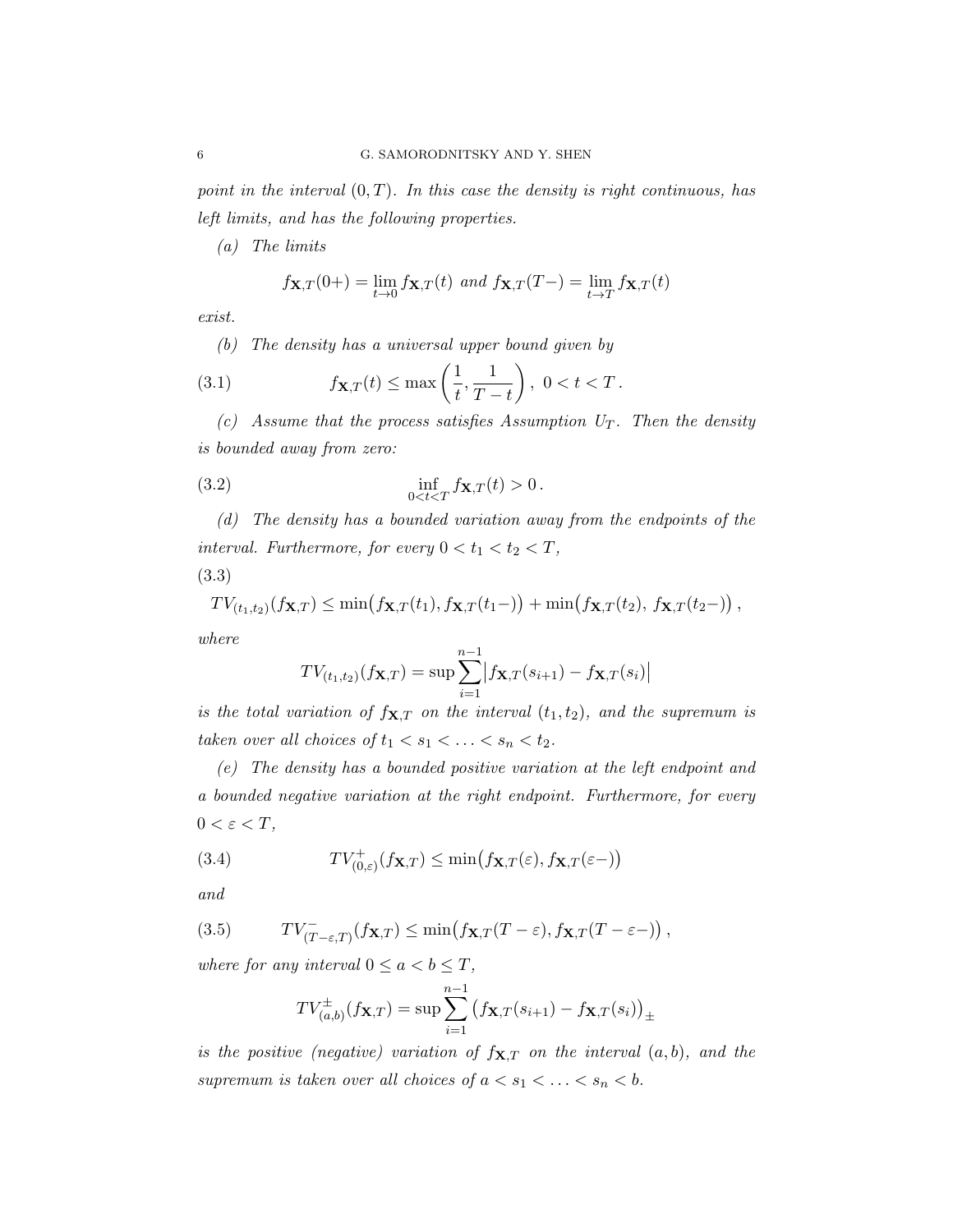*point in the interval $(0,T)$. In this case the density is right continuous, has left limits, and has the following properties.*

*(a) The limits*

$$f_{\mathbf{X},T}(0+) = \lim_{t\to 0} f_{\mathbf{X},T}(t) \text{ and } f_{\mathbf{X},T}(T-) = \lim_{t\to T} f_{\mathbf{X},T}(t)$$

*exist.*

*(b) The density has a universal upper bound given by*

$$f_{\mathbf{X},T}(t) \le \max\left(\frac{1}{t}, \frac{1}{T-t}\right), \ 0<t<T\,. \tag{3.1}$$

*(c) Assume that the process satisfies Assumption $U_T$. Then the density is bounded away from zero:*

$$\inf_{0<t<T} f_{\mathbf{X},T}(t) > 0\,. \tag{3.2}$$

*(d) The density has a bounded variation away from the endpoints of the interval. Furthermore, for every $0<t_1<t_2<T$,*

$$TV_{(t_1,t_2)}(f_{\mathbf{X},T}) \le \min\big(f_{\mathbf{X},T}(t_1), f_{\mathbf{X},T}(t_1-)\big) + \min\big(f_{\mathbf{X},T}(t_2),\, f_{\mathbf{X},T}(t_2-)\big)\,, \tag{3.3}$$

*where*

$$TV_{(t_1,t_2)}(f_{\mathbf{X},T}) = \sup \sum_{i=1}^{n-1} \big|f_{\mathbf{X},T}(s_{i+1}) - f_{\mathbf{X},T}(s_i)\big|$$

*is the total variation of $f_{\mathbf{X},T}$ on the interval $(t_1,t_2)$, and the supremum is taken over all choices of $t_1 < s_1 < \ldots < s_n < t_2$.*

*(e) The density has a bounded positive variation at the left endpoint and a bounded negative variation at the right endpoint. Furthermore, for every $0<\varepsilon<T$,*

$$TV^{+}_{(0,\varepsilon)}(f_{\mathbf{X},T}) \le \min\big(f_{\mathbf{X},T}(\varepsilon), f_{\mathbf{X},T}(\varepsilon-)\big) \tag{3.4}$$

*and*

$$TV^{-}_{(T-\varepsilon,T)}(f_{\mathbf{X},T}) \le \min\big(f_{\mathbf{X},T}(T-\varepsilon), f_{\mathbf{X},T}(T-\varepsilon-)\big)\,, \tag{3.5}$$

*where for any interval $0\le a<b\le T$,*

$$TV^{\pm}_{(a,b)}(f_{\mathbf{X},T}) = \sup \sum_{i=1}^{n-1} \big(f_{\mathbf{X},T}(s_{i+1}) - f_{\mathbf{X},T}(s_i)\big)_{\pm}$$

*is the positive (negative) variation of $f_{\mathbf{X},T}$ on the interval $(a,b)$, and the supremum is taken over all choices of $a < s_1 < \ldots < s_n < b$.*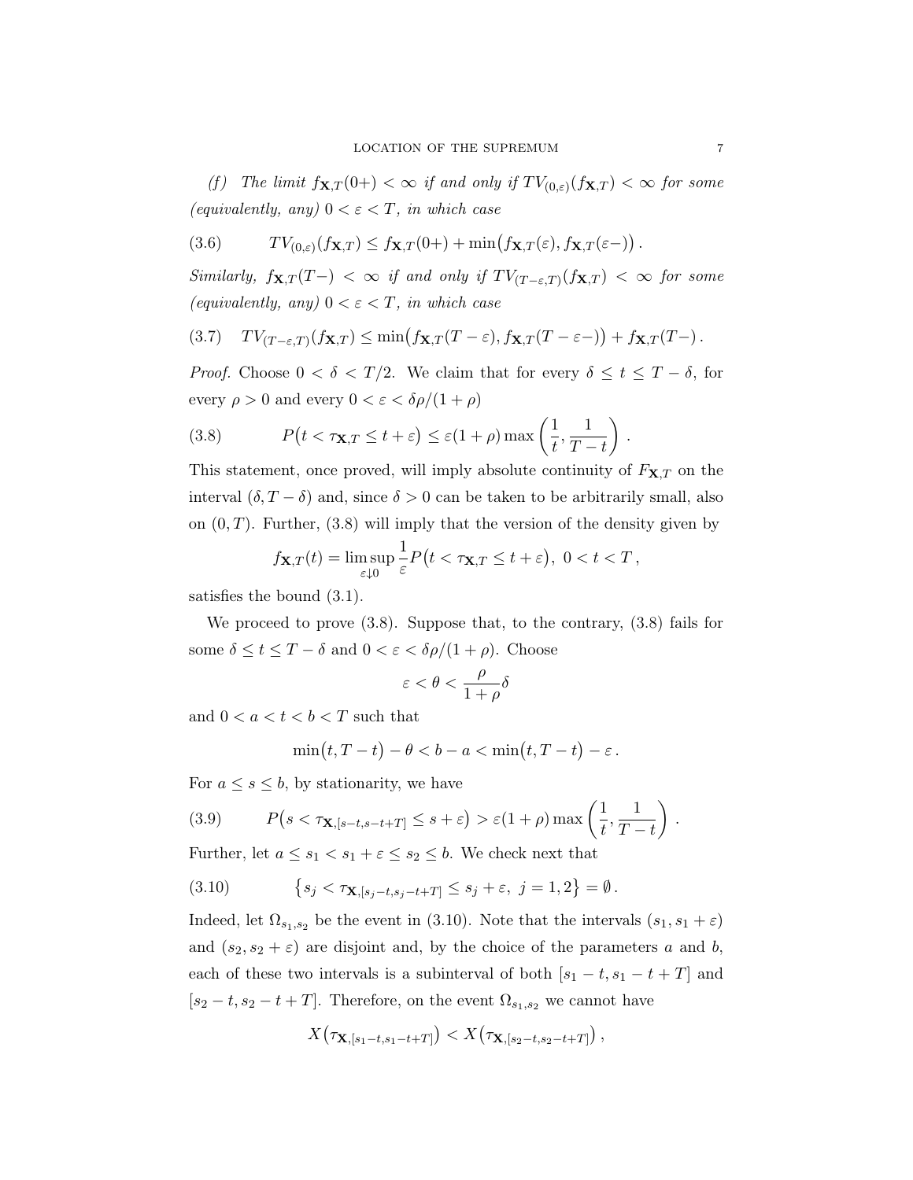*(f) The limit $f_{\mathbf{X},T}(0+) < \infty$ if and only if $TV_{(0,\varepsilon)}(f_{\mathbf{X},T}) < \infty$ for some (equivalently, any) $0 < \varepsilon < T$, in which case*

$$TV_{(0,\varepsilon)}(f_{\mathbf{X},T}) \le f_{\mathbf{X},T}(0+) + \min\bigl(f_{\mathbf{X},T}(\varepsilon), f_{\mathbf{X},T}(\varepsilon-)\bigr)\,. \tag{3.6}$$

*Similarly, $f_{\mathbf{X},T}(T-) < \infty$ if and only if $TV_{(T-\varepsilon,T)}(f_{\mathbf{X},T}) < \infty$ for some (equivalently, any) $0 < \varepsilon < T$, in which case*

$$TV_{(T-\varepsilon,T)}(f_{\mathbf{X},T}) \le \min\bigl(f_{\mathbf{X},T}(T-\varepsilon), f_{\mathbf{X},T}(T-\varepsilon-)\bigr) + f_{\mathbf{X},T}(T-)\,. \tag{3.7}$$

*Proof.* Choose $0 < \delta < T/2$. We claim that for every $\delta \le t \le T-\delta$, for every $\rho > 0$ and every $0 < \varepsilon < \delta\rho/(1+\rho)$

$$P\bigl(t < \tau_{\mathbf{X},T} \le t+\varepsilon\bigr) \le \varepsilon(1+\rho)\max\left(\frac{1}{t}, \frac{1}{T-t}\right)\,. \tag{3.8}$$

This statement, once proved, will imply absolute continuity of $F_{\mathbf{X},T}$ on the interval $(\delta, T-\delta)$ and, since $\delta > 0$ can be taken to be arbitrarily small, also on $(0,T)$. Further, (3.8) will imply that the version of the density given by

$$f_{\mathbf{X},T}(t) = \limsup_{\varepsilon\downarrow 0} \frac{1}{\varepsilon} P\bigl(t < \tau_{\mathbf{X},T} \le t+\varepsilon\bigr),\ 0 < t < T\,,$$

satisfies the bound (3.1).

We proceed to prove (3.8). Suppose that, to the contrary, (3.8) fails for some $\delta \le t \le T-\delta$ and $0 < \varepsilon < \delta\rho/(1+\rho)$. Choose

$$\varepsilon < \theta < \frac{\rho}{1+\rho}\delta$$

and $0 < a < t < b < T$ such that

$$\min\bigl(t, T-t\bigr) - \theta < b-a < \min\bigl(t, T-t\bigr) - \varepsilon\,.$$

For $a \le s \le b$, by stationarity, we have

$$P\bigl(s < \tau_{\mathbf{X},[s-t,s-t+T]} \le s+\varepsilon\bigr) > \varepsilon(1+\rho)\max\left(\frac{1}{t}, \frac{1}{T-t}\right)\,. \tag{3.9}$$

Further, let $a \le s_1 < s_1+\varepsilon \le s_2 \le b$. We check next that

$$\bigl\{s_j < \tau_{\mathbf{X},[s_j-t,s_j-t+T]} \le s_j+\varepsilon,\ j=1,2\bigr\} = \emptyset\,. \tag{3.10}$$

Indeed, let $\Omega_{s_1,s_2}$ be the event in (3.10). Note that the intervals $(s_1, s_1+\varepsilon)$ and $(s_2, s_2+\varepsilon)$ are disjoint and, by the choice of the parameters $a$ and $b$, each of these two intervals is a subinterval of both $[s_1-t, s_1-t+T]$ and $[s_2-t, s_2-t+T]$. Therefore, on the event $\Omega_{s_1,s_2}$ we cannot have

$$X\bigl(\tau_{\mathbf{X},[s_1-t,s_1-t+T]}\bigr) < X\bigl(\tau_{\mathbf{X},[s_2-t,s_2-t+T]}\bigr)\,,$$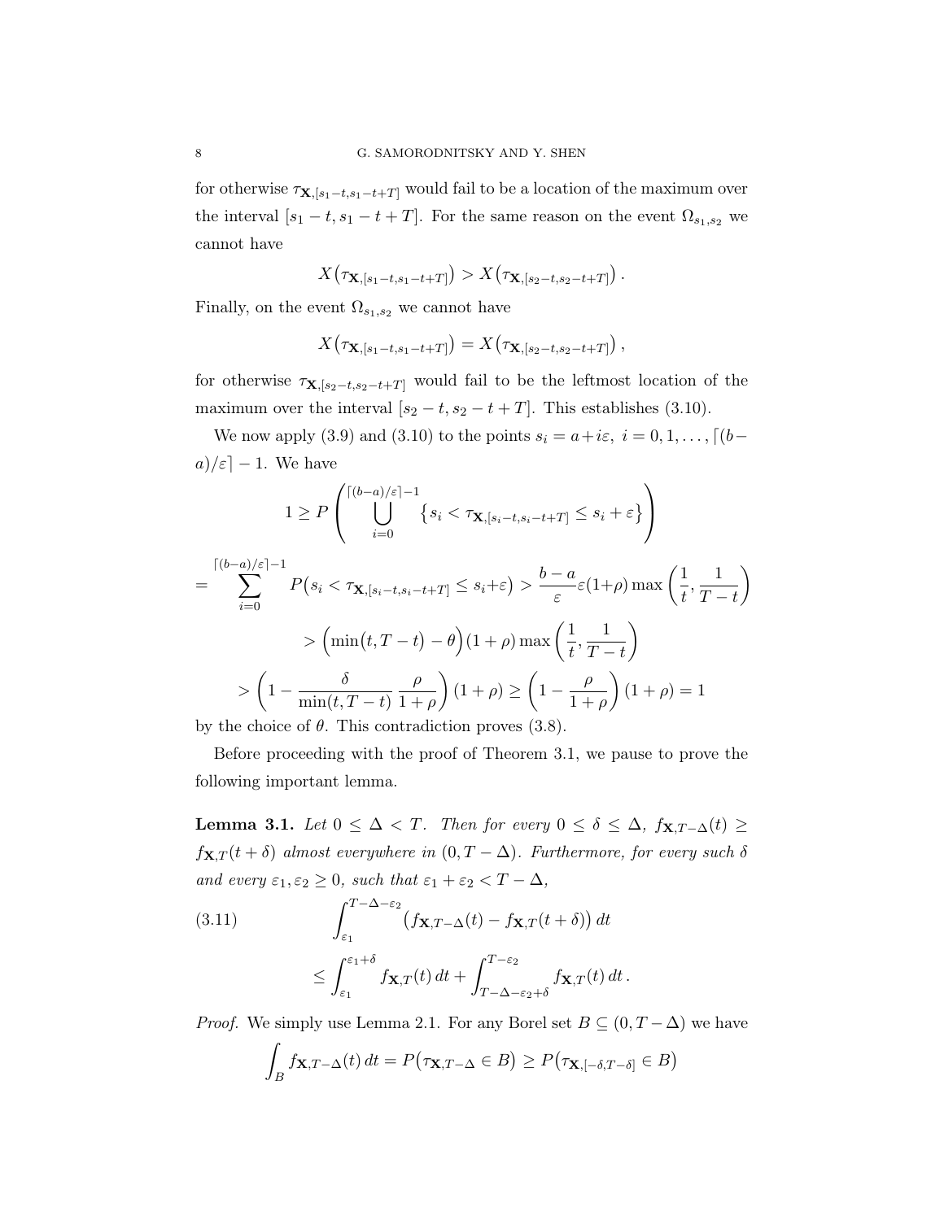for otherwise $\tau_{\mathbf{X},[s_1-t,s_1-t+T]}$ would fail to be a location of the maximum over the interval $[s_1 - t, s_1 - t + T]$. For the same reason on the event $\Omega_{s_1,s_2}$ we cannot have

$$X\big(\tau_{\mathbf{X},[s_1-t,s_1-t+T]}\big) > X\big(\tau_{\mathbf{X},[s_2-t,s_2-t+T]}\big) .$$

Finally, on the event $\Omega_{s_1,s_2}$ we cannot have

$$X\big(\tau_{\mathbf{X},[s_1-t,s_1-t+T]}\big) = X\big(\tau_{\mathbf{X},[s_2-t,s_2-t+T]}\big) ,$$

for otherwise $\tau_{\mathbf{X},[s_2-t,s_2-t+T]}$ would fail to be the leftmost location of the maximum over the interval $[s_2 - t, s_2 - t + T]$. This establishes (3.10).

We now apply (3.9) and (3.10) to the points $s_i = a+i\varepsilon,\ i = 0, 1, \ldots, \lceil (b-a)/\varepsilon\rceil - 1$. We have

$$1 \geq P\left(\bigcup_{i=0}^{\lceil (b-a)/\varepsilon\rceil-1} \big\{s_i < \tau_{\mathbf{X},[s_i-t,s_i-t+T]} \leq s_i + \varepsilon\big\}\right)$$

$$= \sum_{i=0}^{\lceil (b-a)/\varepsilon\rceil-1} P\big(s_i < \tau_{\mathbf{X},[s_i-t,s_i-t+T]} \leq s_i+\varepsilon\big) > \frac{b-a}{\varepsilon}\varepsilon(1+\rho)\max\left(\frac{1}{t},\frac{1}{T-t}\right)$$

$$> \Big(\min\big(t,T-t\big) - \theta\Big)(1+\rho)\max\left(\frac{1}{t},\frac{1}{T-t}\right)$$

$$> \left(1 - \frac{\delta}{\min(t,T-t)}\,\frac{\rho}{1+\rho}\right)(1+\rho) \geq \left(1-\frac{\rho}{1+\rho}\right)(1+\rho) = 1$$

by the choice of $\theta$. This contradiction proves (3.8).

Before proceeding with the proof of Theorem 3.1, we pause to prove the following important lemma.

**Lemma 3.1.** *Let $0 \leq \Delta < T$. Then for every $0 \leq \delta \leq \Delta$, $f_{\mathbf{X},T-\Delta}(t) \geq f_{\mathbf{X},T}(t+\delta)$ almost everywhere in $(0, T - \Delta)$. Furthermore, for every such $\delta$ and every $\varepsilon_1, \varepsilon_2 \geq 0$, such that $\varepsilon_1 + \varepsilon_2 < T - \Delta$,*

$$\int_{\varepsilon_1}^{T-\Delta-\varepsilon_2}\big(f_{\mathbf{X},T-\Delta}(t) - f_{\mathbf{X},T}(t+\delta)\big)\,dt \leq \int_{\varepsilon_1}^{\varepsilon_1+\delta} f_{\mathbf{X},T}(t)\,dt + \int_{T-\Delta-\varepsilon_2+\delta}^{T-\varepsilon_2} f_{\mathbf{X},T}(t)\,dt\,. \tag{3.11}$$

*Proof.* We simply use Lemma 2.1. For any Borel set $B \subseteq (0, T-\Delta)$ we have

$$\int_B f_{\mathbf{X},T-\Delta}(t)\,dt = P\big(\tau_{\mathbf{X},T-\Delta} \in B\big) \geq P\big(\tau_{\mathbf{X},[-\delta,T-\delta]} \in B\big)$$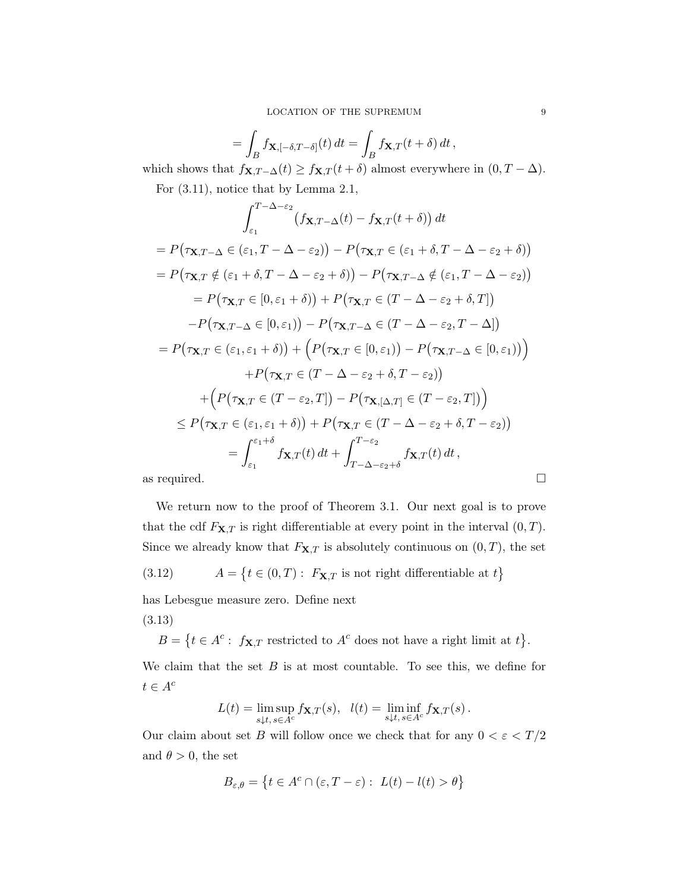$$= \int_B f_{\mathbf{X},[-\delta,T-\delta]}(t)\,dt = \int_B f_{\mathbf{X},T}(t+\delta)\,dt\,,$$

which shows that $f_{\mathbf{X},T-\Delta}(t) \geq f_{\mathbf{X},T}(t+\delta)$ almost everywhere in $(0, T-\Delta)$.

For (3.11), notice that by Lemma 2.1,

$$\int_{\varepsilon_1}^{T-\Delta-\varepsilon_2} \big(f_{\mathbf{X},T-\Delta}(t) - f_{\mathbf{X},T}(t+\delta)\big)\,dt$$

$$= P\big(\tau_{\mathbf{X},T-\Delta} \in (\varepsilon_1, T-\Delta-\varepsilon_2)\big) - P\big(\tau_{\mathbf{X},T} \in (\varepsilon_1+\delta, T-\Delta-\varepsilon_2+\delta)\big)$$

$$= P\big(\tau_{\mathbf{X},T} \notin (\varepsilon_1+\delta, T-\Delta-\varepsilon_2+\delta)\big) - P\big(\tau_{\mathbf{X},T-\Delta} \notin (\varepsilon_1, T-\Delta-\varepsilon_2)\big)$$

$$= P\big(\tau_{\mathbf{X},T} \in [0, \varepsilon_1+\delta)\big) + P\big(\tau_{\mathbf{X},T} \in (T-\Delta-\varepsilon_2+\delta, T]\big)$$

$$-P\big(\tau_{\mathbf{X},T-\Delta} \in [0, \varepsilon_1)\big) - P\big(\tau_{\mathbf{X},T-\Delta} \in (T-\Delta-\varepsilon_2, T-\Delta]\big)$$

$$= P\big(\tau_{\mathbf{X},T} \in (\varepsilon_1, \varepsilon_1+\delta)\big) + \Big(P\big(\tau_{\mathbf{X},T} \in [0, \varepsilon_1)\big) - P\big(\tau_{\mathbf{X},T-\Delta} \in [0, \varepsilon_1)\big)\Big)$$

$$+P\big(\tau_{\mathbf{X},T} \in (T-\Delta-\varepsilon_2+\delta, T-\varepsilon_2)\big)$$

$$+\Big(P\big(\tau_{\mathbf{X},T} \in (T-\varepsilon_2, T]\big) - P\big(\tau_{\mathbf{X},[\Delta,T]} \in (T-\varepsilon_2, T]\big)\Big)$$

$$\leq P\big(\tau_{\mathbf{X},T} \in (\varepsilon_1, \varepsilon_1+\delta)\big) + P\big(\tau_{\mathbf{X},T} \in (T-\Delta-\varepsilon_2+\delta, T-\varepsilon_2)\big)$$

$$= \int_{\varepsilon_1}^{\varepsilon_1+\delta} f_{\mathbf{X},T}(t)\,dt + \int_{T-\Delta-\varepsilon_2+\delta}^{T-\varepsilon_2} f_{\mathbf{X},T}(t)\,dt\,,$$

as required. □

We return now to the proof of Theorem 3.1. Our next goal is to prove that the cdf $F_{\mathbf{X},T}$ is right differentiable at every point in the interval $(0, T)$. Since we already know that $F_{\mathbf{X},T}$ is absolutely continuous on $(0, T)$, the set

$$A = \big\{t \in (0,T) :\ F_{\mathbf{X},T} \text{ is not right differentiable at } t\big\} \tag{3.12}$$

has Lebesgue measure zero. Define next

$$B = \big\{t \in A^c :\ f_{\mathbf{X},T} \text{ restricted to } A^c \text{ does not have a right limit at } t\big\}. \tag{3.13}$$

We claim that the set $B$ is at most countable. To see this, we define for $t \in A^c$

$$L(t) = \limsup_{s\downarrow t,\, s\in A^c} f_{\mathbf{X},T}(s), \quad l(t) = \liminf_{s\downarrow t,\, s\in A^c} f_{\mathbf{X},T}(s)\,.$$

Our claim about set $B$ will follow once we check that for any $0 < \varepsilon < T/2$ and $\theta > 0$, the set

$$B_{\varepsilon,\theta} = \big\{t \in A^c \cap (\varepsilon, T-\varepsilon) :\ L(t) - l(t) > \theta\big\}$$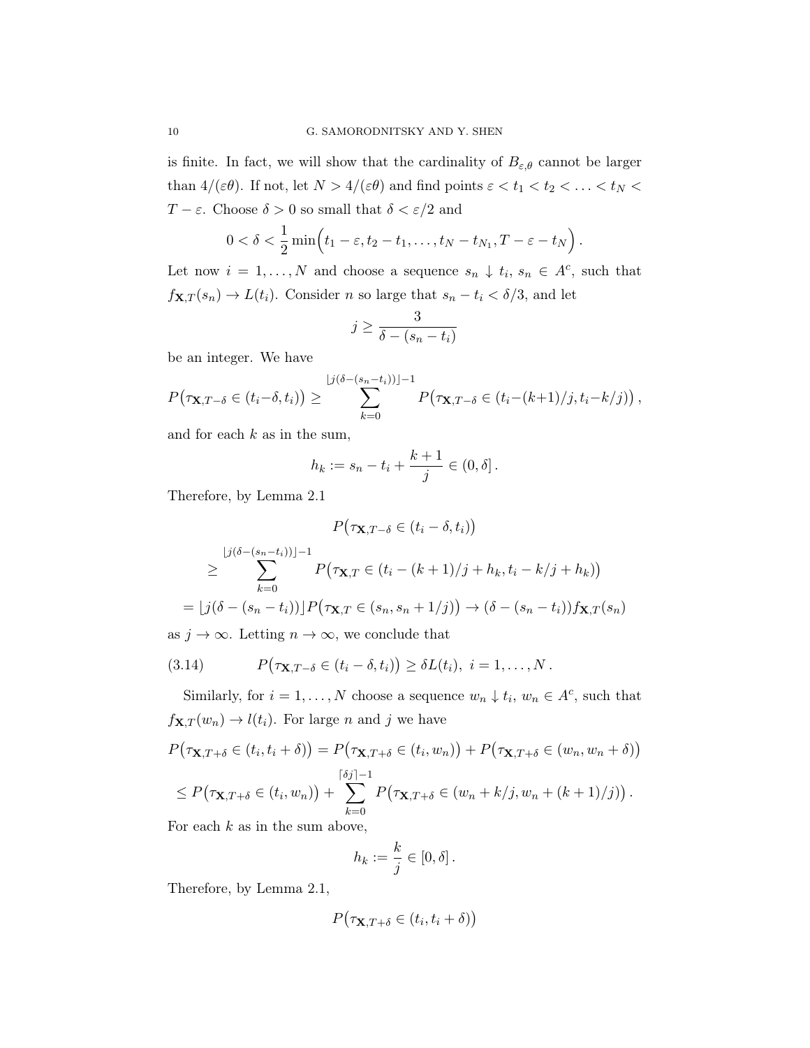is finite. In fact, we will show that the cardinality of $B_{\varepsilon,\theta}$ cannot be larger than $4/(\varepsilon\theta)$. If not, let $N > 4/(\varepsilon\theta)$ and find points $\varepsilon < t_1 < t_2 < \ldots < t_N < T-\varepsilon$. Choose $\delta > 0$ so small that $\delta < \varepsilon/2$ and

$$0 < \delta < \frac{1}{2}\min\Big(t_1 - \varepsilon, t_2 - t_1, \ldots, t_N - t_{N_1}, T - \varepsilon - t_N\Big)\,.$$

Let now $i = 1, \ldots, N$ and choose a sequence $s_n \downarrow t_i$, $s_n \in A^c$, such that $f_{\mathbf{X},T}(s_n) \to L(t_i)$. Consider $n$ so large that $s_n - t_i < \delta/3$, and let

$$j \geq \frac{3}{\delta - (s_n - t_i)}$$

be an integer. We have

$$P\big(\tau_{\mathbf{X},T-\delta} \in (t_i - \delta, t_i)\big) \geq \sum_{k=0}^{\lfloor j(\delta-(s_n-t_i))\rfloor - 1} P\big(\tau_{\mathbf{X},T-\delta} \in (t_i - (k+1)/j, t_i - k/j)\big)\,,$$

and for each $k$ as in the sum,

$$h_k := s_n - t_i + \frac{k+1}{j} \in (0, \delta]\,.$$

Therefore, by Lemma 2.1

$$P\big(\tau_{\mathbf{X},T-\delta} \in (t_i - \delta, t_i)\big)$$

$$\geq \sum_{k=0}^{\lfloor j(\delta-(s_n-t_i))\rfloor - 1} P\big(\tau_{\mathbf{X},T} \in (t_i - (k+1)/j + h_k, t_i - k/j + h_k)\big)$$

$$= \lfloor j(\delta - (s_n - t_i))\rfloor P\big(\tau_{\mathbf{X},T} \in (s_n, s_n + 1/j)\big) \to (\delta - (s_n - t_i)) f_{\mathbf{X},T}(s_n)$$

as $j \to \infty$. Letting $n \to \infty$, we conclude that

$$P\big(\tau_{\mathbf{X},T-\delta} \in (t_i - \delta, t_i)\big) \geq \delta L(t_i),\ i = 1, \ldots, N\,. \tag{3.14}$$

Similarly, for $i = 1, \ldots, N$ choose a sequence $w_n \downarrow t_i$, $w_n \in A^c$, such that $f_{\mathbf{X},T}(w_n) \to l(t_i)$. For large $n$ and $j$ we have

$$P\big(\tau_{\mathbf{X},T+\delta} \in (t_i, t_i + \delta)\big) = P\big(\tau_{\mathbf{X},T+\delta} \in (t_i, w_n)\big) + P\big(\tau_{\mathbf{X},T+\delta} \in (w_n, w_n + \delta)\big)$$

$$\leq P\big(\tau_{\mathbf{X},T+\delta} \in (t_i, w_n)\big) + \sum_{k=0}^{\lceil \delta j\rceil - 1} P\big(\tau_{\mathbf{X},T+\delta} \in (w_n + k/j, w_n + (k+1)/j)\big)\,.$$

For each $k$ as in the sum above,

$$h_k := \frac{k}{j} \in [0, \delta]\,.$$

Therefore, by Lemma 2.1,

$$P\big(\tau_{\mathbf{X},T+\delta} \in (t_i, t_i + \delta)\big)$$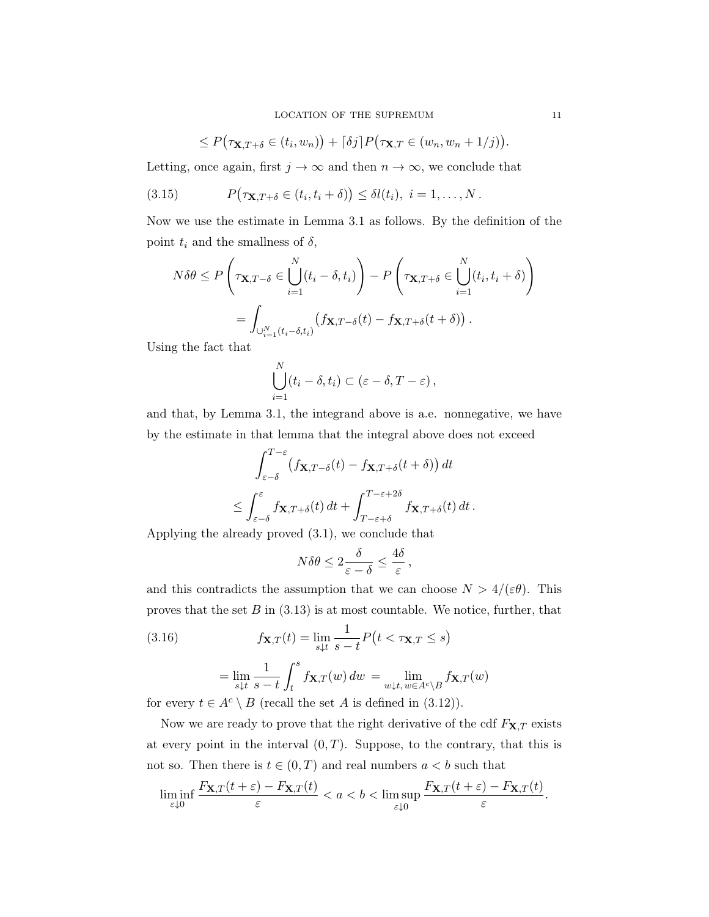$$\leq P\big(\tau_{\mathbf{X},T+\delta} \in (t_i, w_n)\big) + \lceil \delta j \rceil P\big(\tau_{\mathbf{X},T} \in (w_n, w_n + 1/j)\big).$$

Letting, once again, first $j \to \infty$ and then $n \to \infty$, we conclude that

$$P\big(\tau_{\mathbf{X},T+\delta} \in (t_i, t_i + \delta)\big) \leq \delta l(t_i), \ i = 1, \ldots, N. \tag{3.15}$$

Now we use the estimate in Lemma 3.1 as follows. By the definition of the point $t_i$ and the smallness of $\delta$,

$$N\delta\theta \leq P\left(\tau_{\mathbf{X},T-\delta} \in \bigcup_{i=1}^{N} (t_i - \delta, t_i)\right) - P\left(\tau_{\mathbf{X},T+\delta} \in \bigcup_{i=1}^{N} (t_i, t_i + \delta)\right)$$

$$= \int_{\cup_{i=1}^{N}(t_i - \delta, t_i)} \big(f_{\mathbf{X},T-\delta}(t) - f_{\mathbf{X},T+\delta}(t+\delta)\big).$$

Using the fact that

$$\bigcup_{i=1}^{N} (t_i - \delta, t_i) \subset (\varepsilon - \delta, T - \varepsilon),$$

and that, by Lemma 3.1, the integrand above is a.e. nonnegative, we have by the estimate in that lemma that the integral above does not exceed

$$\int_{\varepsilon-\delta}^{T-\varepsilon} \big(f_{\mathbf{X},T-\delta}(t) - f_{\mathbf{X},T+\delta}(t+\delta)\big)\, dt$$

$$\leq \int_{\varepsilon-\delta}^{\varepsilon} f_{\mathbf{X},T+\delta}(t)\, dt + \int_{T-\varepsilon+\delta}^{T-\varepsilon+2\delta} f_{\mathbf{X},T+\delta}(t)\, dt.$$

Applying the already proved (3.1), we conclude that

$$N\delta\theta \leq 2\frac{\delta}{\varepsilon - \delta} \leq \frac{4\delta}{\varepsilon},$$

and this contradicts the assumption that we can choose $N > 4/(\varepsilon\theta)$. This proves that the set $B$ in (3.13) is at most countable. We notice, further, that

$$f_{\mathbf{X},T}(t) = \lim_{s \downarrow t} \frac{1}{s-t} P\big(t < \tau_{\mathbf{X},T} \leq s\big) \tag{3.16}$$

$$= \lim_{s \downarrow t} \frac{1}{s-t} \int_t^s f_{\mathbf{X},T}(w)\, dw = \lim_{w \downarrow t,\, w \in A^c \setminus B} f_{\mathbf{X},T}(w)$$

for every $t \in A^c \setminus B$ (recall the set $A$ is defined in (3.12)).

Now we are ready to prove that the right derivative of the cdf $F_{\mathbf{X},T}$ exists at every point in the interval $(0, T)$. Suppose, to the contrary, that this is not so. Then there is $t \in (0, T)$ and real numbers $a < b$ such that

$$\liminf_{\varepsilon \downarrow 0} \frac{F_{\mathbf{X},T}(t+\varepsilon) - F_{\mathbf{X},T}(t)}{\varepsilon} < a < b < \limsup_{\varepsilon \downarrow 0} \frac{F_{\mathbf{X},T}(t+\varepsilon) - F_{\mathbf{X},T}(t)}{\varepsilon}.$$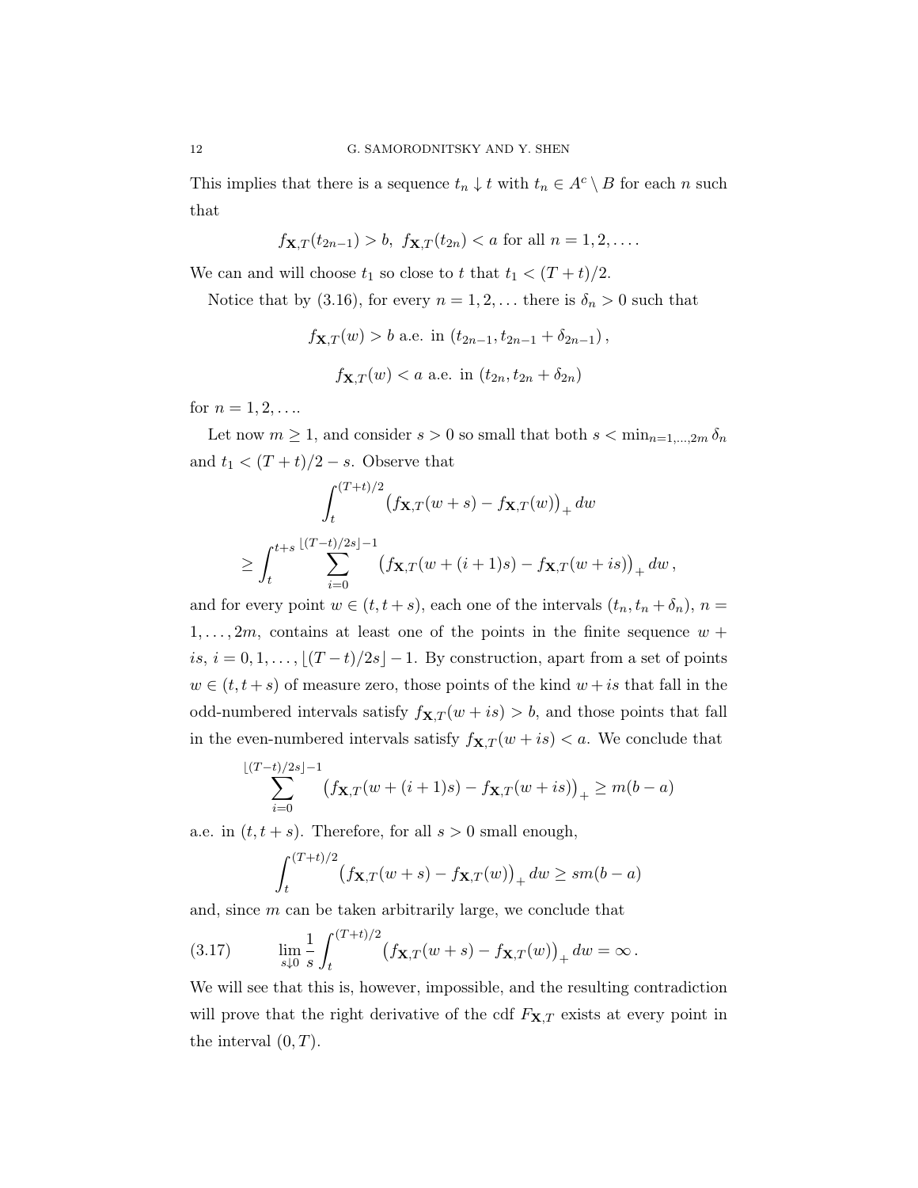This implies that there is a sequence $t_n \downarrow t$ with $t_n \in A^c \setminus B$ for each $n$ such that

$$f_{\mathbf{X},T}(t_{2n-1}) > b,\ f_{\mathbf{X},T}(t_{2n}) < a \text{ for all } n = 1, 2, \ldots.$$

We can and will choose $t_1$ so close to $t$ that $t_1 < (T+t)/2$.

Notice that by (3.16), for every $n = 1, 2, \ldots$ there is $\delta_n > 0$ such that

$$f_{\mathbf{X},T}(w) > b \text{ a.e. in } (t_{2n-1}, t_{2n-1} + \delta_{2n-1}),$$

$$f_{\mathbf{X},T}(w) < a \text{ a.e. in } (t_{2n}, t_{2n} + \delta_{2n})$$

for $n = 1, 2, \ldots$.

Let now $m \geq 1$, and consider $s > 0$ so small that both $s < \min_{n=1,\ldots,2m} \delta_n$ and $t_1 < (T+t)/2 - s$. Observe that

$$\int_t^{(T+t)/2} \big(f_{\mathbf{X},T}(w+s) - f_{\mathbf{X},T}(w)\big)_+ \, dw$$

$$\geq \int_t^{t+s} \sum_{i=0}^{\lfloor (T-t)/2s \rfloor - 1} \big(f_{\mathbf{X},T}(w+(i+1)s) - f_{\mathbf{X},T}(w+is)\big)_+ \, dw\,,$$

and for every point $w \in (t, t+s)$, each one of the intervals $(t_n, t_n + \delta_n)$, $n = 1, \ldots, 2m$, contains at least one of the points in the finite sequence $w + is$, $i = 0, 1, \ldots, \lfloor (T-t)/2s \rfloor - 1$. By construction, apart from a set of points $w \in (t, t+s)$ of measure zero, those points of the kind $w + is$ that fall in the odd-numbered intervals satisfy $f_{\mathbf{X},T}(w+is) > b$, and those points that fall in the even-numbered intervals satisfy $f_{\mathbf{X},T}(w+is) < a$. We conclude that

$$\sum_{i=0}^{\lfloor (T-t)/2s \rfloor - 1} \big(f_{\mathbf{X},T}(w+(i+1)s) - f_{\mathbf{X},T}(w+is)\big)_+ \geq m(b-a)$$

a.e. in $(t, t+s)$. Therefore, for all $s > 0$ small enough,

$$\int_t^{(T+t)/2} \big(f_{\mathbf{X},T}(w+s) - f_{\mathbf{X},T}(w)\big)_+ \, dw \geq sm(b-a)$$

and, since $m$ can be taken arbitrarily large, we conclude that

$$\lim_{s \downarrow 0} \frac{1}{s} \int_t^{(T+t)/2} \big(f_{\mathbf{X},T}(w+s) - f_{\mathbf{X},T}(w)\big)_+ \, dw = \infty\,. \tag{3.17}$$

We will see that this is, however, impossible, and the resulting contradiction will prove that the right derivative of the cdf $F_{\mathbf{X},T}$ exists at every point in the interval $(0, T)$.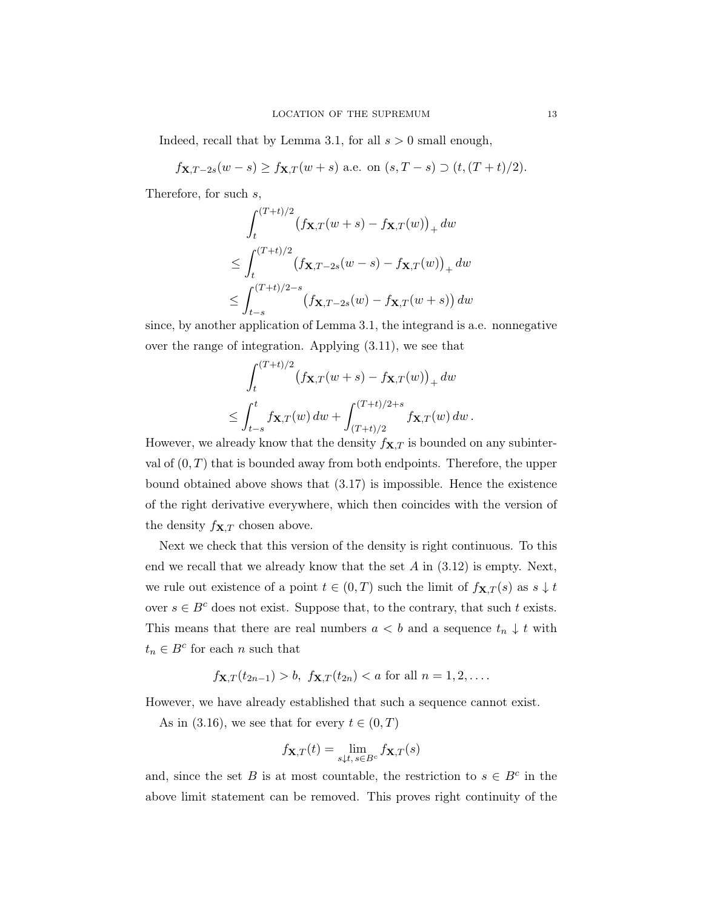Indeed, recall that by Lemma 3.1, for all $s > 0$ small enough,

$$f_{\mathbf{X},T-2s}(w-s) \geq f_{\mathbf{X},T}(w+s) \text{ a.e. on } (s, T-s) \supset (t, (T+t)/2).$$

Therefore, for such $s$,

$$\begin{aligned}
&\int_t^{(T+t)/2} \big(f_{\mathbf{X},T}(w+s) - f_{\mathbf{X},T}(w)\big)_+ \, dw \\
&\leq \int_t^{(T+t)/2} \big(f_{\mathbf{X},T-2s}(w-s) - f_{\mathbf{X},T}(w)\big)_+ \, dw \\
&\leq \int_{t-s}^{(T+t)/2-s} \big(f_{\mathbf{X},T-2s}(w) - f_{\mathbf{X},T}(w+s)\big) \, dw
\end{aligned}$$

since, by another application of Lemma 3.1, the integrand is a.e. nonnegative over the range of integration. Applying (3.11), we see that

$$\begin{aligned}
&\int_t^{(T+t)/2} \big(f_{\mathbf{X},T}(w+s) - f_{\mathbf{X},T}(w)\big)_+ \, dw \\
&\leq \int_{t-s}^{t} f_{\mathbf{X},T}(w) \, dw + \int_{(T+t)/2}^{(T+t)/2+s} f_{\mathbf{X},T}(w) \, dw \, .
\end{aligned}$$

However, we already know that the density $f_{\mathbf{X},T}$ is bounded on any subinterval of $(0,T)$ that is bounded away from both endpoints. Therefore, the upper bound obtained above shows that (3.17) is impossible. Hence the existence of the right derivative everywhere, which then coincides with the version of the density $f_{\mathbf{X},T}$ chosen above.

Next we check that this version of the density is right continuous. To this end we recall that we already know that the set $A$ in (3.12) is empty. Next, we rule out existence of a point $t \in (0,T)$ such the limit of $f_{\mathbf{X},T}(s)$ as $s \downarrow t$ over $s \in B^c$ does not exist. Suppose that, to the contrary, that such $t$ exists. This means that there are real numbers $a < b$ and a sequence $t_n \downarrow t$ with $t_n \in B^c$ for each $n$ such that

$$f_{\mathbf{X},T}(t_{2n-1}) > b, \; f_{\mathbf{X},T}(t_{2n}) < a \text{ for all } n = 1, 2, \ldots.$$

However, we have already established that such a sequence cannot exist.

As in (3.16), we see that for every $t \in (0,T)$

$$f_{\mathbf{X},T}(t) = \lim_{s \downarrow t, \, s \in B^c} f_{\mathbf{X},T}(s)$$

and, since the set $B$ is at most countable, the restriction to $s \in B^c$ in the above limit statement can be removed. This proves right continuity of the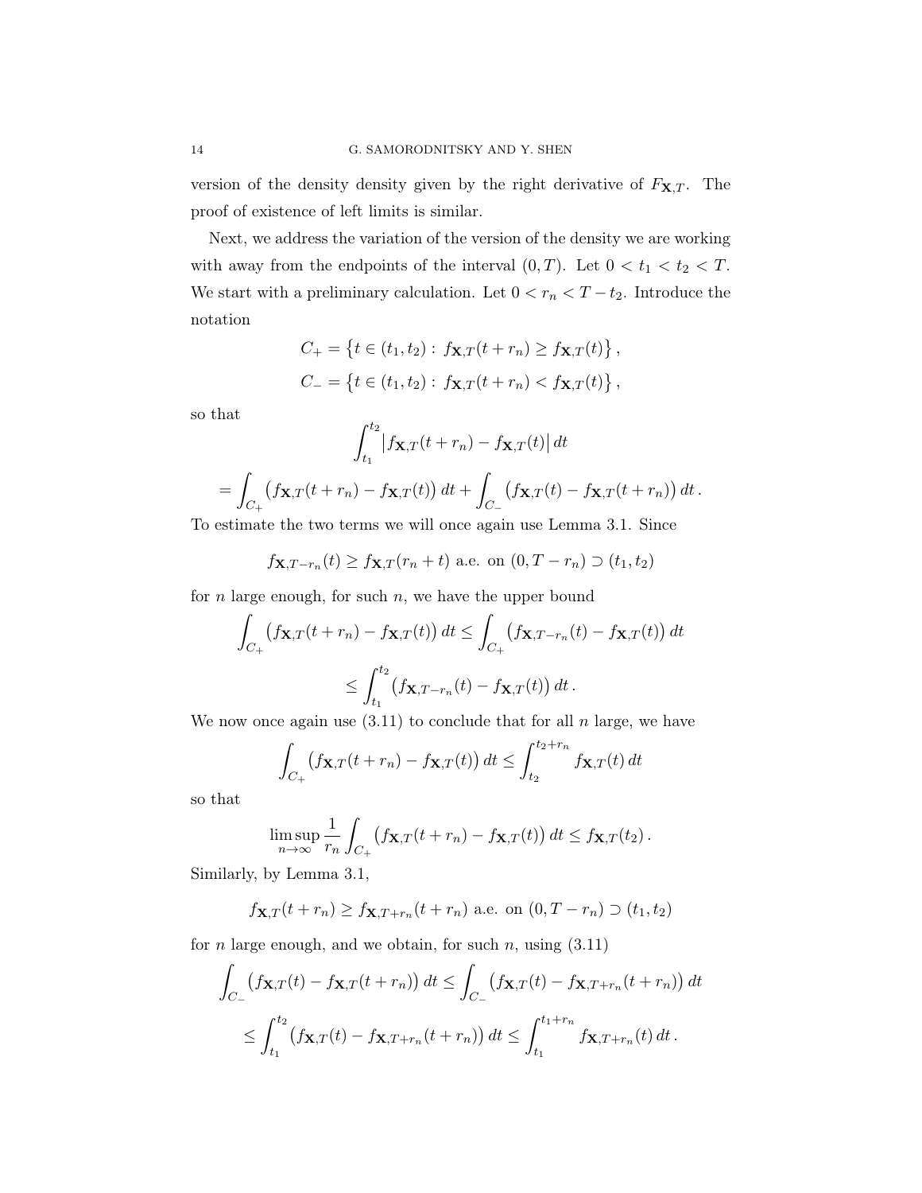version of the density density given by the right derivative of $F_{\mathbf{X},T}$. The proof of existence of left limits is similar.

Next, we address the variation of the version of the density we are working with away from the endpoints of the interval $(0,T)$. Let $0 < t_1 < t_2 < T$. We start with a preliminary calculation. Let $0 < r_n < T - t_2$. Introduce the notation

$$C_+ = \left\{t \in (t_1,t_2) :\, f_{\mathbf{X},T}(t+r_n) \geq f_{\mathbf{X},T}(t)\right\},$$
$$C_- = \left\{t \in (t_1,t_2) :\, f_{\mathbf{X},T}(t+r_n) < f_{\mathbf{X},T}(t)\right\},$$

so that

$$\int_{t_1}^{t_2} \big| f_{\mathbf{X},T}(t+r_n) - f_{\mathbf{X},T}(t)\big|\, dt$$
$$= \int_{C_+} \big(f_{\mathbf{X},T}(t+r_n) - f_{\mathbf{X},T}(t)\big)\, dt + \int_{C_-} \big(f_{\mathbf{X},T}(t) - f_{\mathbf{X},T}(t+r_n)\big)\, dt .$$

To estimate the two terms we will once again use Lemma 3.1. Since

$$f_{\mathbf{X},T-r_n}(t) \geq f_{\mathbf{X},T}(r_n+t) \text{ a.e. on } (0,T-r_n) \supset (t_1,t_2)$$

for $n$ large enough, for such $n$, we have the upper bound

$$\int_{C_+} \big(f_{\mathbf{X},T}(t+r_n) - f_{\mathbf{X},T}(t)\big)\, dt \leq \int_{C_+} \big(f_{\mathbf{X},T-r_n}(t) - f_{\mathbf{X},T}(t)\big)\, dt$$
$$\leq \int_{t_1}^{t_2} \big(f_{\mathbf{X},T-r_n}(t) - f_{\mathbf{X},T}(t)\big)\, dt .$$

We now once again use (3.11) to conclude that for all $n$ large, we have

$$\int_{C_+} \big(f_{\mathbf{X},T}(t+r_n) - f_{\mathbf{X},T}(t)\big)\, dt \leq \int_{t_2}^{t_2+r_n} f_{\mathbf{X},T}(t)\, dt$$

so that

$$\limsup_{n\to\infty} \frac{1}{r_n} \int_{C_+} \big(f_{\mathbf{X},T}(t+r_n) - f_{\mathbf{X},T}(t)\big)\, dt \leq f_{\mathbf{X},T}(t_2) .$$

Similarly, by Lemma 3.1,

$$f_{\mathbf{X},T}(t+r_n) \geq f_{\mathbf{X},T+r_n}(t+r_n) \text{ a.e. on } (0,T-r_n) \supset (t_1,t_2)$$

for $n$ large enough, and we obtain, for such $n$, using (3.11)

$$\int_{C_-} \big(f_{\mathbf{X},T}(t) - f_{\mathbf{X},T}(t+r_n)\big)\, dt \leq \int_{C_-} \big(f_{\mathbf{X},T}(t) - f_{\mathbf{X},T+r_n}(t+r_n)\big)\, dt$$
$$\leq \int_{t_1}^{t_2} \big(f_{\mathbf{X},T}(t) - f_{\mathbf{X},T+r_n}(t+r_n)\big)\, dt \leq \int_{t_1}^{t_1+r_n} f_{\mathbf{X},T+r_n}(t)\, dt .$$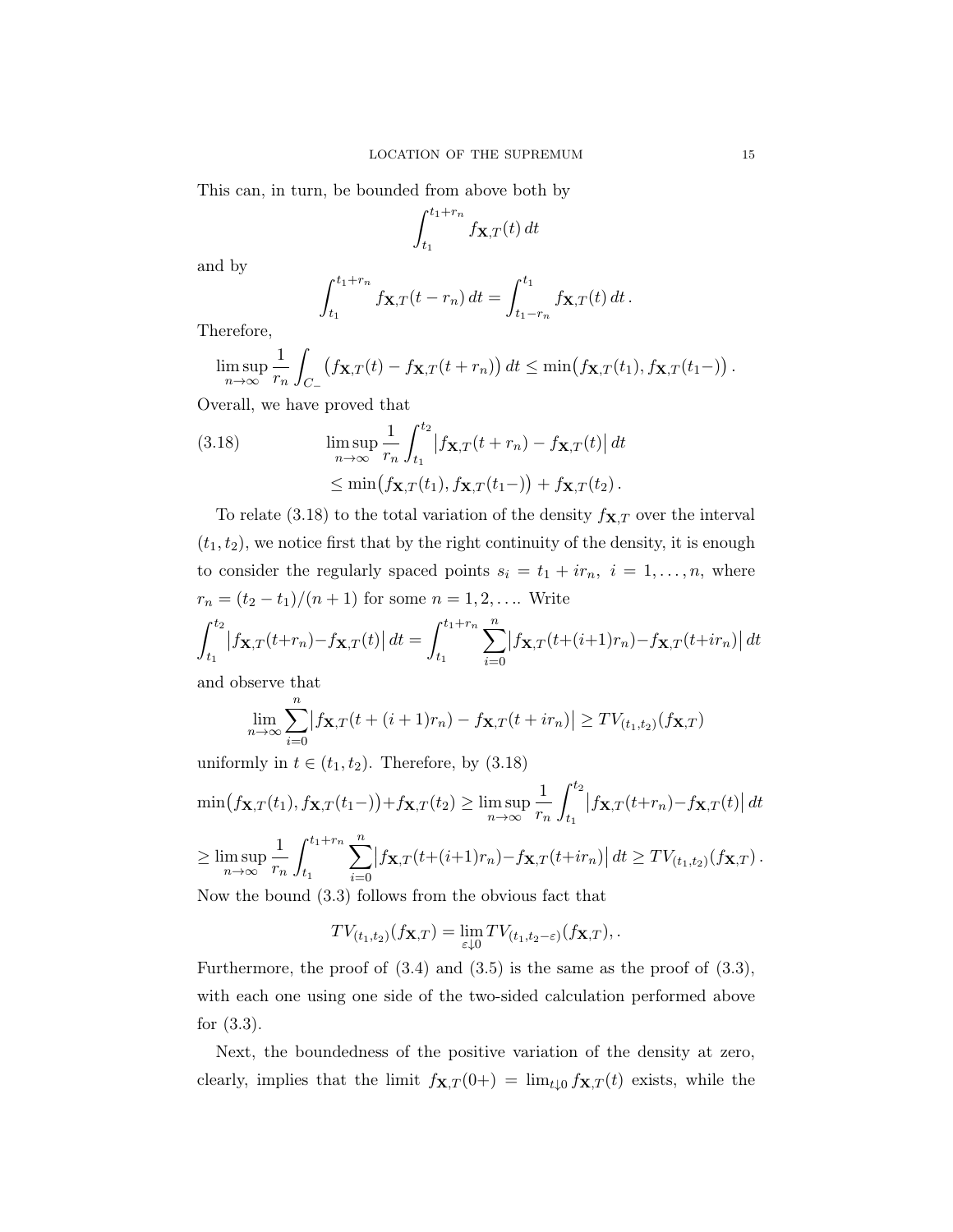This can, in turn, be bounded from above both by

$$\int_{t_1}^{t_1+r_n} f_{\mathbf{X},T}(t)\,dt$$

and by

$$\int_{t_1}^{t_1+r_n} f_{\mathbf{X},T}(t-r_n)\,dt = \int_{t_1-r_n}^{t_1} f_{\mathbf{X},T}(t)\,dt\,.$$

Therefore,

$$\limsup_{n\to\infty} \frac{1}{r_n}\int_{C_-} \big(f_{\mathbf{X},T}(t) - f_{\mathbf{X},T}(t+r_n)\big)\,dt \le \min\big(f_{\mathbf{X},T}(t_1), f_{\mathbf{X},T}(t_1-)\big)\,.$$

Overall, we have proved that

$$\begin{aligned} \limsup_{n\to\infty} \frac{1}{r_n}\int_{t_1}^{t_2} \big|f_{\mathbf{X},T}(t+r_n) - f_{\mathbf{X},T}(t)\big|\,dt \\ \le \min\big(f_{\mathbf{X},T}(t_1), f_{\mathbf{X},T}(t_1-)\big) + f_{\mathbf{X},T}(t_2)\,. \end{aligned} \tag{3.18}$$

To relate (3.18) to the total variation of the density $f_{\mathbf{X},T}$ over the interval $(t_1, t_2)$, we notice first that by the right continuity of the density, it is enough to consider the regularly spaced points $s_i = t_1 + ir_n,\ i = 1,\dots,n$, where $r_n = (t_2 - t_1)/(n+1)$ for some $n = 1, 2, \dots$. Write

$$\int_{t_1}^{t_2} \big|f_{\mathbf{X},T}(t+r_n) - f_{\mathbf{X},T}(t)\big|\,dt = \int_{t_1}^{t_1+r_n} \sum_{i=0}^{n} \big|f_{\mathbf{X},T}(t+(i+1)r_n) - f_{\mathbf{X},T}(t+ir_n)\big|\,dt$$

and observe that

$$\lim_{n\to\infty} \sum_{i=0}^{n} \big|f_{\mathbf{X},T}(t+(i+1)r_n) - f_{\mathbf{X},T}(t+ir_n)\big| \ge TV_{(t_1,t_2)}(f_{\mathbf{X},T})$$

uniformly in $t \in (t_1, t_2)$. Therefore, by (3.18)

$$\min\big(f_{\mathbf{X},T}(t_1), f_{\mathbf{X},T}(t_1-)\big) + f_{\mathbf{X},T}(t_2) \ge \limsup_{n\to\infty} \frac{1}{r_n}\int_{t_1}^{t_2} \big|f_{\mathbf{X},T}(t+r_n) - f_{\mathbf{X},T}(t)\big|\,dt$$

$$\ge \limsup_{n\to\infty} \frac{1}{r_n}\int_{t_1}^{t_1+r_n} \sum_{i=0}^{n} \big|f_{\mathbf{X},T}(t+(i+1)r_n) - f_{\mathbf{X},T}(t+ir_n)\big|\,dt \ge TV_{(t_1,t_2)}(f_{\mathbf{X},T})\,.$$

Now the bound (3.3) follows from the obvious fact that

$$TV_{(t_1,t_2)}(f_{\mathbf{X},T}) = \lim_{\varepsilon\downarrow 0} TV_{(t_1,t_2-\varepsilon)}(f_{\mathbf{X},T}),\,.$$

Furthermore, the proof of (3.4) and (3.5) is the same as the proof of (3.3), with each one using one side of the two-sided calculation performed above for (3.3).

Next, the boundedness of the positive variation of the density at zero, clearly, implies that the limit $f_{\mathbf{X},T}(0+) = \lim_{t\downarrow 0} f_{\mathbf{X},T}(t)$ exists, while the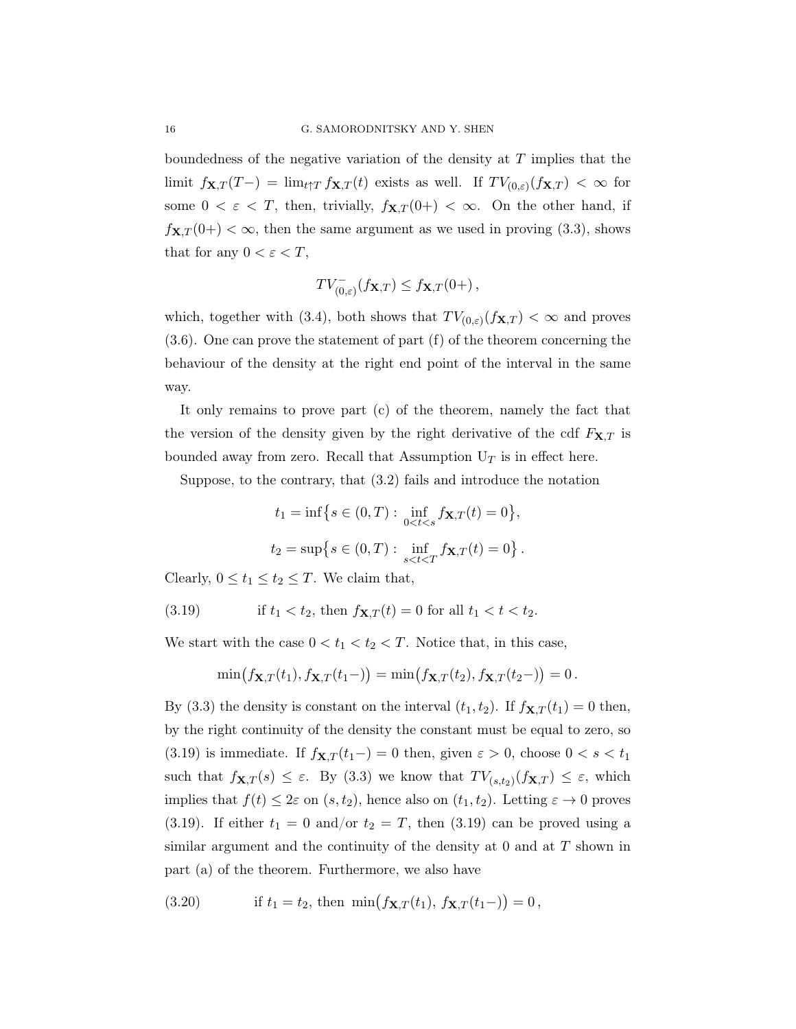boundedness of the negative variation of the density at $T$ implies that the limit $f_{\mathbf{X},T}(T-) = \lim_{t\uparrow T} f_{\mathbf{X},T}(t)$ exists as well. If $TV_{(0,\varepsilon)}(f_{\mathbf{X},T}) < \infty$ for some $0 < \varepsilon < T$, then, trivially, $f_{\mathbf{X},T}(0+) < \infty$. On the other hand, if $f_{\mathbf{X},T}(0+) < \infty$, then the same argument as we used in proving (3.3), shows that for any $0 < \varepsilon < T$,

$$TV^-_{(0,\varepsilon)}(f_{\mathbf{X},T}) \leq f_{\mathbf{X},T}(0+)\,,$$

which, together with (3.4), both shows that $TV_{(0,\varepsilon)}(f_{\mathbf{X},T}) < \infty$ and proves (3.6). One can prove the statement of part (f) of the theorem concerning the behaviour of the density at the right end point of the interval in the same way.

It only remains to prove part (c) of the theorem, namely the fact that the version of the density given by the right derivative of the cdf $F_{\mathbf{X},T}$ is bounded away from zero. Recall that Assumption $\mathrm{U}_T$ is in effect here.

Suppose, to the contrary, that (3.2) fails and introduce the notation

$$t_1 = \inf\big\{s \in (0,T) : \inf_{0<t<s} f_{\mathbf{X},T}(t) = 0\big\},$$

$$t_2 = \sup\big\{s \in (0,T) : \inf_{s<t<T} f_{\mathbf{X},T}(t) = 0\big\}\,.$$

Clearly, $0 \leq t_1 \leq t_2 \leq T$. We claim that,

$$\text{if } t_1 < t_2, \text{ then } f_{\mathbf{X},T}(t) = 0 \text{ for all } t_1 < t < t_2. \tag{3.19}$$

We start with the case $0 < t_1 < t_2 < T$. Notice that, in this case,

$$\min\big(f_{\mathbf{X},T}(t_1), f_{\mathbf{X},T}(t_1-)\big) = \min\big(f_{\mathbf{X},T}(t_2), f_{\mathbf{X},T}(t_2-)\big) = 0\,.$$

By (3.3) the density is constant on the interval $(t_1, t_2)$. If $f_{\mathbf{X},T}(t_1) = 0$ then, by the right continuity of the density the constant must be equal to zero, so (3.19) is immediate. If $f_{\mathbf{X},T}(t_1-) = 0$ then, given $\varepsilon > 0$, choose $0 < s < t_1$ such that $f_{\mathbf{X},T}(s) \leq \varepsilon$. By (3.3) we know that $TV_{(s,t_2)}(f_{\mathbf{X},T}) \leq \varepsilon$, which implies that $f(t) \leq 2\varepsilon$ on $(s, t_2)$, hence also on $(t_1, t_2)$. Letting $\varepsilon \to 0$ proves (3.19). If either $t_1 = 0$ and/or $t_2 = T$, then (3.19) can be proved using a similar argument and the continuity of the density at 0 and at $T$ shown in part (a) of the theorem. Furthermore, we also have

$$\text{if } t_1 = t_2, \text{ then } \min\big(f_{\mathbf{X},T}(t_1),\, f_{\mathbf{X},T}(t_1-)\big) = 0\,, \tag{3.20}$$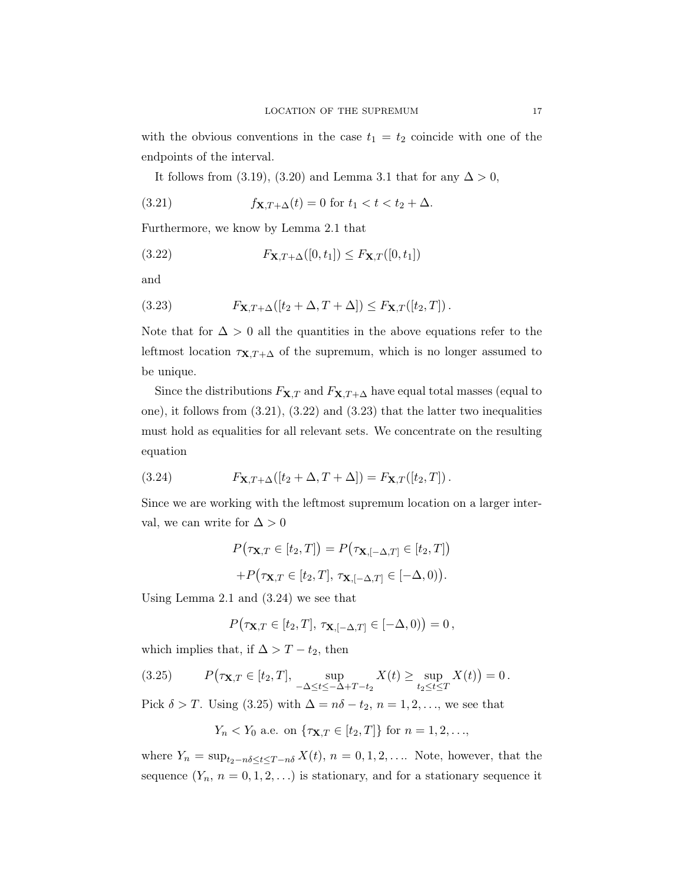with the obvious conventions in the case $t_1 = t_2$ coincide with one of the endpoints of the interval.

It follows from (3.19), (3.20) and Lemma 3.1 that for any $\Delta > 0$,

$$f_{\mathbf{X},T+\Delta}(t) = 0 \text{ for } t_1 < t < t_2 + \Delta. \tag{3.21}$$

Furthermore, we know by Lemma 2.1 that

$$F_{\mathbf{X},T+\Delta}([0, t_1]) \leq F_{\mathbf{X},T}([0, t_1]) \tag{3.22}$$

and

$$F_{\mathbf{X},T+\Delta}([t_2 + \Delta, T + \Delta]) \leq F_{\mathbf{X},T}([t_2, T]) \,. \tag{3.23}$$

Note that for $\Delta > 0$ all the quantities in the above equations refer to the leftmost location $\tau_{\mathbf{X},T+\Delta}$ of the supremum, which is no longer assumed to be unique.

Since the distributions $F_{\mathbf{X},T}$ and $F_{\mathbf{X},T+\Delta}$ have equal total masses (equal to one), it follows from (3.21), (3.22) and (3.23) that the latter two inequalities must hold as equalities for all relevant sets. We concentrate on the resulting equation

$$F_{\mathbf{X},T+\Delta}([t_2 + \Delta, T + \Delta]) = F_{\mathbf{X},T}([t_2, T]) \,. \tag{3.24}$$

Since we are working with the leftmost supremum location on a larger interval, we can write for $\Delta > 0$

$$P\big(\tau_{\mathbf{X},T} \in [t_2, T]\big) = P\big(\tau_{\mathbf{X},[-\Delta,T]} \in [t_2, T]\big)$$

$$+P\big(\tau_{\mathbf{X},T} \in [t_2, T],\, \tau_{\mathbf{X},[-\Delta,T]} \in [-\Delta, 0)\big).$$

Using Lemma 2.1 and (3.24) we see that

$$P\big(\tau_{\mathbf{X},T} \in [t_2, T],\, \tau_{\mathbf{X},[-\Delta,T]} \in [-\Delta, 0)\big) = 0 \,,$$

which implies that, if $\Delta > T - t_2$, then

$$P\big(\tau_{\mathbf{X},T} \in [t_2, T],\, \sup_{-\Delta \leq t \leq -\Delta + T - t_2} X(t) \geq \sup_{t_2 \leq t \leq T} X(t)\big) = 0 \,. \tag{3.25}$$

Pick $\delta > T$. Using (3.25) with $\Delta = n\delta - t_2$, $n = 1, 2, \ldots$, we see that

$$Y_n < Y_0 \text{ a.e. on } \{\tau_{\mathbf{X},T} \in [t_2, T]\} \text{ for } n = 1, 2, \ldots,$$

where $Y_n = \sup_{t_2 - n\delta \leq t \leq T - n\delta} X(t)$, $n = 0, 1, 2, \ldots$. Note, however, that the sequence $(Y_n,\, n = 0, 1, 2, \ldots)$ is stationary, and for a stationary sequence it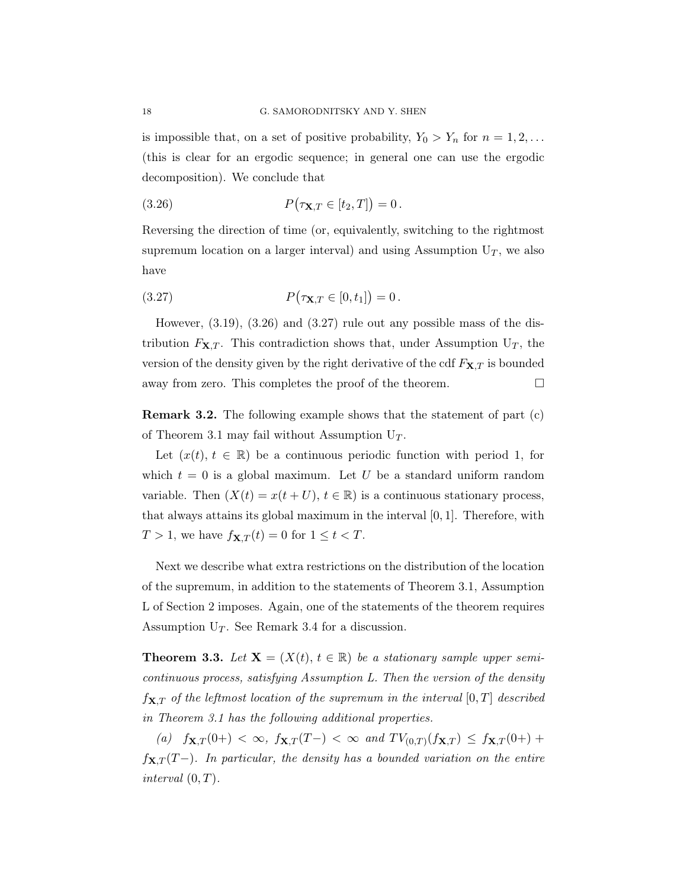is impossible that, on a set of positive probability, $Y_0 > Y_n$ for $n = 1, 2, \dots$ (this is clear for an ergodic sequence; in general one can use the ergodic decomposition). We conclude that

$$P\big(\tau_{\mathbf{X},T} \in [t_2, T]\big) = 0\,. \tag{3.26}$$

Reversing the direction of time (or, equivalently, switching to the rightmost supremum location on a larger interval) and using Assumption $\mathrm{U}_T$, we also have

$$P\big(\tau_{\mathbf{X},T} \in [0, t_1]\big) = 0\,. \tag{3.27}$$

However, (3.19), (3.26) and (3.27) rule out any possible mass of the distribution $F_{\mathbf{X},T}$. This contradiction shows that, under Assumption $\mathrm{U}_T$, the version of the density given by the right derivative of the cdf $F_{\mathbf{X},T}$ is bounded away from zero. This completes the proof of the theorem. □

**Remark 3.2.** The following example shows that the statement of part (c) of Theorem 3.1 may fail without Assumption $\mathrm{U}_T$.

Let $(x(t), t \in \mathbb{R})$ be a continuous periodic function with period 1, for which $t = 0$ is a global maximum. Let $U$ be a standard uniform random variable. Then $(X(t) = x(t + U), t \in \mathbb{R})$ is a continuous stationary process, that always attains its global maximum in the interval $[0, 1]$. Therefore, with $T > 1$, we have $f_{\mathbf{X},T}(t) = 0$ for $1 \le t < T$.

Next we describe what extra restrictions on the distribution of the location of the supremum, in addition to the statements of Theorem 3.1, Assumption L of Section 2 imposes. Again, one of the statements of the theorem requires Assumption $\mathrm{U}_T$. See Remark 3.4 for a discussion.

**Theorem 3.3.** *Let $\mathbf{X} = (X(t), t \in \mathbb{R})$ be a stationary sample upper semi-continuous process, satisfying Assumption L. Then the version of the density $f_{\mathbf{X},T}$ of the leftmost location of the supremum in the interval $[0, T]$ described in Theorem 3.1 has the following additional properties.*

*(a) $f_{\mathbf{X},T}(0+) < \infty$, $f_{\mathbf{X},T}(T-) < \infty$ and $TV_{(0,T)}(f_{\mathbf{X},T}) \le f_{\mathbf{X},T}(0+) + f_{\mathbf{X},T}(T-)$. In particular, the density has a bounded variation on the entire interval $(0, T)$.*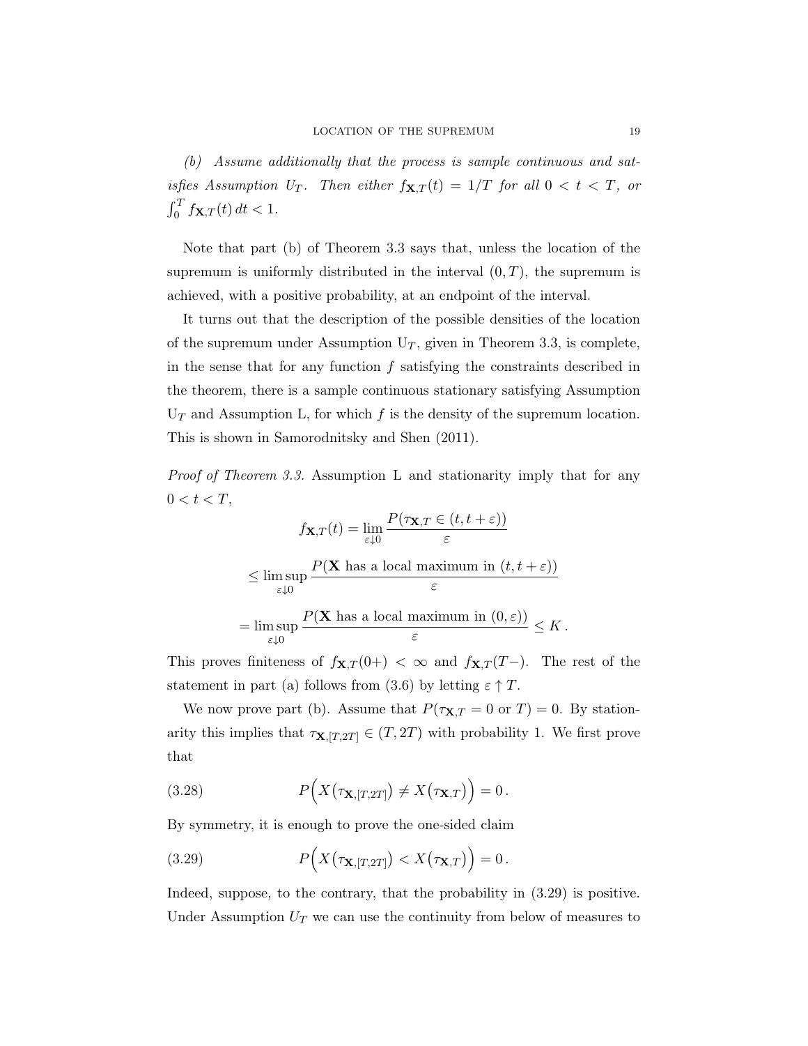*(b) Assume additionally that the process is sample continuous and satisfies Assumption $U_T$. Then either $f_{\mathbf{X},T}(t) = 1/T$ for all $0 < t < T$, or $\int_0^T f_{\mathbf{X},T}(t)\,dt < 1$.*

Note that part (b) of Theorem 3.3 says that, unless the location of the supremum is uniformly distributed in the interval $(0,T)$, the supremum is achieved, with a positive probability, at an endpoint of the interval.

It turns out that the description of the possible densities of the location of the supremum under Assumption $\mathrm{U}_T$, given in Theorem 3.3, is complete, in the sense that for any function $f$ satisfying the constraints described in the theorem, there is a sample continuous stationary satisfying Assumption $\mathrm{U}_T$ and Assumption L, for which $f$ is the density of the supremum location. This is shown in Samorodnitsky and Shen (2011).

*Proof of Theorem 3.3.* Assumption L and stationarity imply that for any $0 < t < T$,

$$f_{\mathbf{X},T}(t) = \lim_{\varepsilon \downarrow 0} \frac{P(\tau_{\mathbf{X},T} \in (t, t+\varepsilon))}{\varepsilon}$$

$$\leq \limsup_{\varepsilon \downarrow 0} \frac{P(\mathbf{X} \text{ has a local maximum in } (t, t+\varepsilon))}{\varepsilon}$$

$$= \limsup_{\varepsilon \downarrow 0} \frac{P(\mathbf{X} \text{ has a local maximum in } (0, \varepsilon))}{\varepsilon} \leq K\,.$$

This proves finiteness of $f_{\mathbf{X},T}(0+) < \infty$ and $f_{\mathbf{X},T}(T-)$. The rest of the statement in part (a) follows from (3.6) by letting $\varepsilon \uparrow T$.

We now prove part (b). Assume that $P(\tau_{\mathbf{X},T} = 0 \text{ or } T) = 0$. By stationarity this implies that $\tau_{\mathbf{X},[T,2T]} \in (T, 2T)$ with probability 1. We first prove that

$$P\Big(X\big(\tau_{\mathbf{X},[T,2T]}\big) \neq X\big(\tau_{\mathbf{X},T}\big)\Big) = 0\,. \tag{3.28}$$

By symmetry, it is enough to prove the one-sided claim

$$P\Big(X\big(\tau_{\mathbf{X},[T,2T]}\big) < X\big(\tau_{\mathbf{X},T}\big)\Big) = 0\,. \tag{3.29}$$

Indeed, suppose, to the contrary, that the probability in (3.29) is positive. Under Assumption $U_T$ we can use the continuity from below of measures to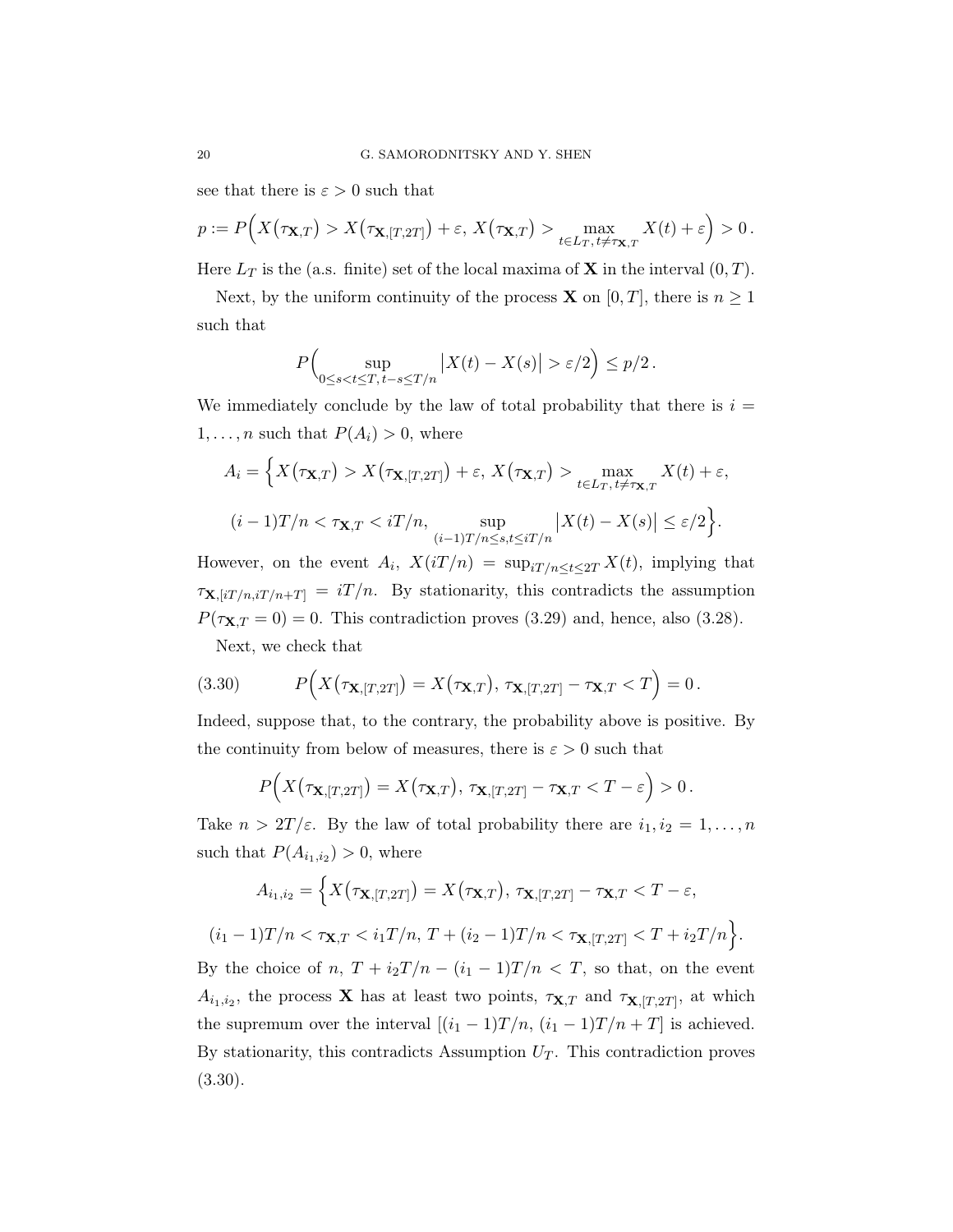see that there is $\varepsilon > 0$ such that

$$p := P\Big(X\big(\tau_{\mathbf{X},T}\big) > X\big(\tau_{\mathbf{X},[T,2T]}\big) + \varepsilon,\ X\big(\tau_{\mathbf{X},T}\big) > \max_{t \in L_T,\, t \neq \tau_{\mathbf{X},T}} X(t) + \varepsilon\Big) > 0\,.$$

Here $L_T$ is the (a.s. finite) set of the local maxima of $\mathbf{X}$ in the interval $(0,T)$.

Next, by the uniform continuity of the process $\mathbf{X}$ on $[0,T]$, there is $n \geq 1$ such that

$$P\Big(\sup_{0 \leq s < t \leq T,\, t-s \leq T/n} \big|X(t) - X(s)\big| > \varepsilon/2\Big) \leq p/2\,.$$

We immediately conclude by the law of total probability that there is $i = 1,\dots,n$ such that $P(A_i) > 0$, where

$$A_i = \Big\{X\big(\tau_{\mathbf{X},T}\big) > X\big(\tau_{\mathbf{X},[T,2T]}\big) + \varepsilon,\ X\big(\tau_{\mathbf{X},T}\big) > \max_{t \in L_T,\, t \neq \tau_{\mathbf{X},T}} X(t) + \varepsilon,$$

$$(i-1)T/n < \tau_{\mathbf{X},T} < iT/n,\ \sup_{(i-1)T/n \leq s,t \leq iT/n} \big|X(t) - X(s)\big| \leq \varepsilon/2\Big\}.$$

However, on the event $A_i$, $X(iT/n) = \sup_{iT/n \leq t \leq 2T} X(t)$, implying that $\tau_{\mathbf{X},[iT/n,iT/n+T]} = iT/n$. By stationarity, this contradicts the assumption $P(\tau_{\mathbf{X},T} = 0) = 0$. This contradiction proves (3.29) and, hence, also (3.28).

Next, we check that

$$P\Big(X\big(\tau_{\mathbf{X},[T,2T]}\big) = X\big(\tau_{\mathbf{X},T}\big),\ \tau_{\mathbf{X},[T,2T]} - \tau_{\mathbf{X},T} < T\Big) = 0\,. \tag{3.30}$$

Indeed, suppose that, to the contrary, the probability above is positive. By the continuity from below of measures, there is $\varepsilon > 0$ such that

$$P\Big(X\big(\tau_{\mathbf{X},[T,2T]}\big) = X\big(\tau_{\mathbf{X},T}\big),\ \tau_{\mathbf{X},[T,2T]} - \tau_{\mathbf{X},T} < T - \varepsilon\Big) > 0\,.$$

Take $n > 2T/\varepsilon$. By the law of total probability there are $i_1, i_2 = 1,\dots,n$ such that $P(A_{i_1,i_2}) > 0$, where

$$A_{i_1,i_2} = \Big\{X\big(\tau_{\mathbf{X},[T,2T]}\big) = X\big(\tau_{\mathbf{X},T}\big),\ \tau_{\mathbf{X},[T,2T]} - \tau_{\mathbf{X},T} < T - \varepsilon,$$

$$(i_1-1)T/n < \tau_{\mathbf{X},T} < i_1T/n,\ T + (i_2-1)T/n < \tau_{\mathbf{X},[T,2T]} < T + i_2T/n\Big\}.$$

By the choice of $n$, $T + i_2T/n - (i_1-1)T/n < T$, so that, on the event $A_{i_1,i_2}$, the process $\mathbf{X}$ has at least two points, $\tau_{\mathbf{X},T}$ and $\tau_{\mathbf{X},[T,2T]}$, at which the supremum over the interval $[(i_1-1)T/n,\, (i_1-1)T/n + T]$ is achieved. By stationarity, this contradicts Assumption $U_T$. This contradiction proves (3.30).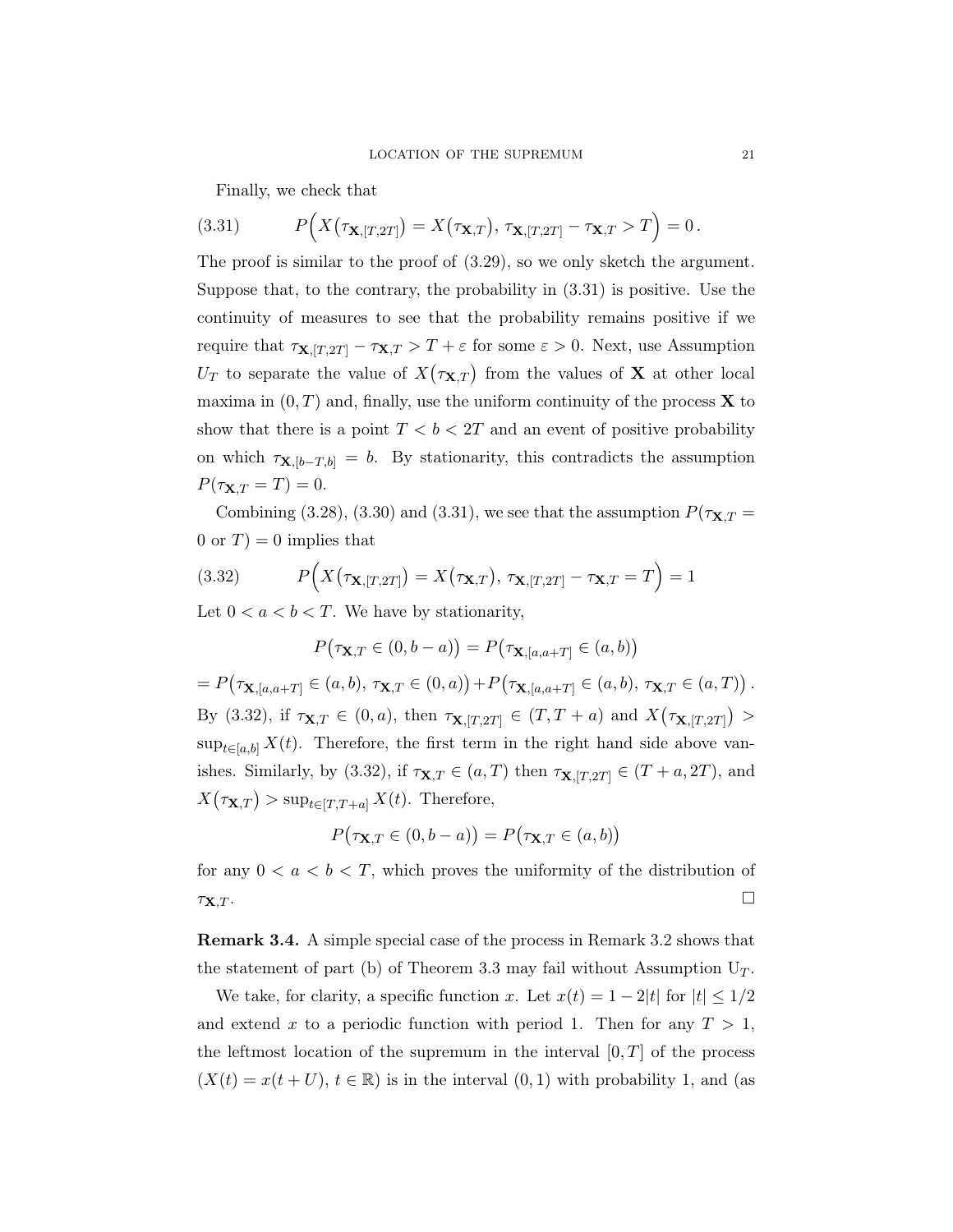Finally, we check that

$$P\Big(X\big(\tau_{\mathbf{X},[T,2T]}\big) = X\big(\tau_{\mathbf{X},T}\big),\ \tau_{\mathbf{X},[T,2T]} - \tau_{\mathbf{X},T} > T\Big) = 0\,. \tag{3.31}$$

The proof is similar to the proof of (3.29), so we only sketch the argument. Suppose that, to the contrary, the probability in (3.31) is positive. Use the continuity of measures to see that the probability remains positive if we require that $\tau_{\mathbf{X},[T,2T]} - \tau_{\mathbf{X},T} > T + \varepsilon$ for some $\varepsilon > 0$. Next, use Assumption $U_T$ to separate the value of $X\big(\tau_{\mathbf{X},T}\big)$ from the values of $\mathbf{X}$ at other local maxima in $(0,T)$ and, finally, use the uniform continuity of the process $\mathbf{X}$ to show that there is a point $T < b < 2T$ and an event of positive probability on which $\tau_{\mathbf{X},[b-T,b]} = b$. By stationarity, this contradicts the assumption $P(\tau_{\mathbf{X},T} = T) = 0$.

Combining (3.28), (3.30) and (3.31), we see that the assumption $P(\tau_{\mathbf{X},T} = 0 \text{ or } T) = 0$ implies that

$$P\Big(X\big(\tau_{\mathbf{X},[T,2T]}\big) = X\big(\tau_{\mathbf{X},T}\big),\ \tau_{\mathbf{X},[T,2T]} - \tau_{\mathbf{X},T} = T\Big) = 1 \tag{3.32}$$

Let $0 < a < b < T$. We have by stationarity,

$$P\big(\tau_{\mathbf{X},T} \in (0, b-a)\big) = P\big(\tau_{\mathbf{X},[a,a+T]} \in (a,b)\big)$$

$$= P\big(\tau_{\mathbf{X},[a,a+T]} \in (a,b),\ \tau_{\mathbf{X},T} \in (0,a)\big) + P\big(\tau_{\mathbf{X},[a,a+T]} \in (a,b),\ \tau_{\mathbf{X},T} \in (a,T)\big)\,.$$

By (3.32), if $\tau_{\mathbf{X},T} \in (0,a)$, then $\tau_{\mathbf{X},[T,2T]} \in (T, T+a)$ and $X\big(\tau_{\mathbf{X},[T,2T]}\big) > \sup_{t\in[a,b]} X(t)$. Therefore, the first term in the right hand side above vanishes. Similarly, by (3.32), if $\tau_{\mathbf{X},T} \in (a,T)$ then $\tau_{\mathbf{X},[T,2T]} \in (T+a, 2T)$, and $X\big(\tau_{\mathbf{X},T}\big) > \sup_{t\in[T,T+a]} X(t)$. Therefore,

$$P\big(\tau_{\mathbf{X},T} \in (0, b-a)\big) = P\big(\tau_{\mathbf{X},T} \in (a,b)\big)$$

for any $0 < a < b < T$, which proves the uniformity of the distribution of $\tau_{\mathbf{X},T}$. □

**Remark 3.4.** A simple special case of the process in Remark 3.2 shows that the statement of part (b) of Theorem 3.3 may fail without Assumption $\mathrm{U}_T$.

We take, for clarity, a specific function $x$. Let $x(t) = 1 - 2|t|$ for $|t| \le 1/2$ and extend $x$ to a periodic function with period 1. Then for any $T > 1$, the leftmost location of the supremum in the interval $[0,T]$ of the process $(X(t) = x(t+U),\, t \in \mathbb{R})$ is in the interval $(0,1)$ with probability 1, and (as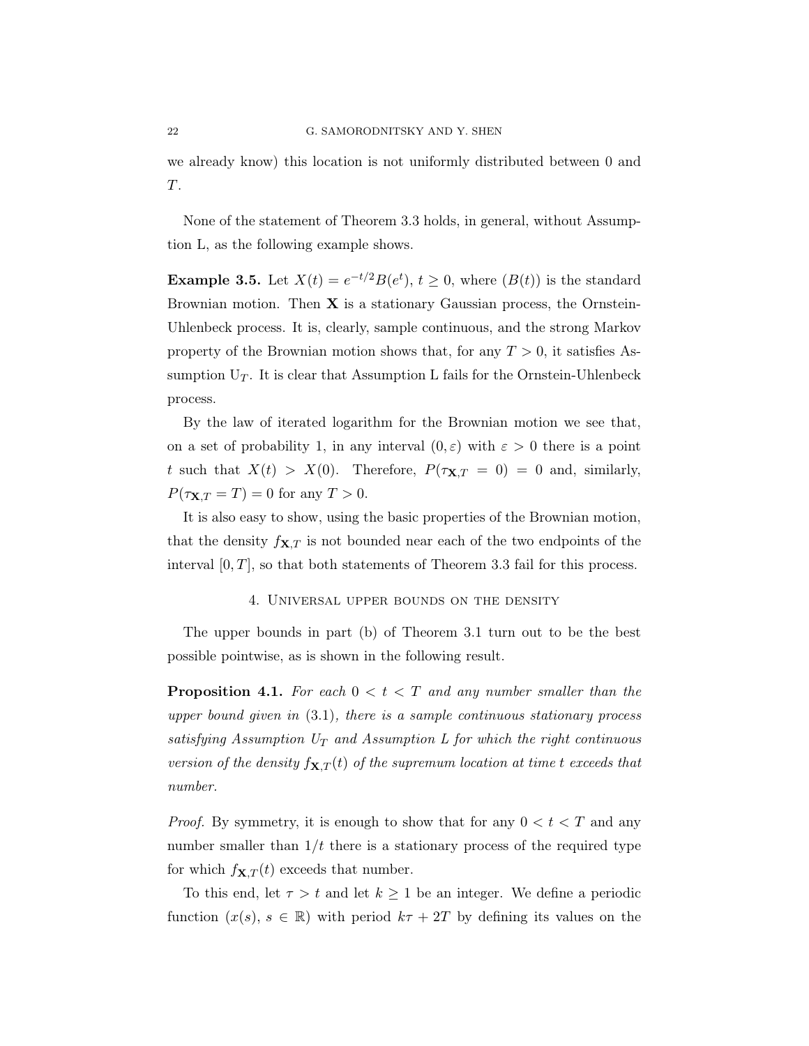we already know) this location is not uniformly distributed between 0 and $T$.

None of the statement of Theorem 3.3 holds, in general, without Assumption L, as the following example shows.

**Example 3.5.** Let $X(t) = e^{-t/2}B(e^t)$, $t \geq 0$, where $(B(t))$ is the standard Brownian motion. Then $\mathbf{X}$ is a stationary Gaussian process, the Ornstein-Uhlenbeck process. It is, clearly, sample continuous, and the strong Markov property of the Brownian motion shows that, for any $T > 0$, it satisfies Assumption $U_T$. It is clear that Assumption L fails for the Ornstein-Uhlenbeck process.

By the law of iterated logarithm for the Brownian motion we see that, on a set of probability 1, in any interval $(0, \varepsilon)$ with $\varepsilon > 0$ there is a point $t$ such that $X(t) > X(0)$. Therefore, $P(\tau_{\mathbf{X},T} = 0) = 0$ and, similarly, $P(\tau_{\mathbf{X},T} = T) = 0$ for any $T > 0$.

It is also easy to show, using the basic properties of the Brownian motion, that the density $f_{\mathbf{X},T}$ is not bounded near each of the two endpoints of the interval $[0, T]$, so that both statements of Theorem 3.3 fail for this process.

## 4. Universal upper bounds on the density

The upper bounds in part (b) of Theorem 3.1 turn out to be the best possible pointwise, as is shown in the following result.

**Proposition 4.1.** *For each $0 < t < T$ and any number smaller than the upper bound given in (3.1), there is a sample continuous stationary process satisfying Assumption $U_T$ and Assumption L for which the right continuous version of the density $f_{\mathbf{X},T}(t)$ of the supremum location at time $t$ exceeds that number.*

*Proof.* By symmetry, it is enough to show that for any $0 < t < T$ and any number smaller than $1/t$ there is a stationary process of the required type for which $f_{\mathbf{X},T}(t)$ exceeds that number.

To this end, let $\tau > t$ and let $k \geq 1$ be an integer. We define a periodic function $(x(s),\, s \in \mathbb{R})$ with period $k\tau + 2T$ by defining its values on the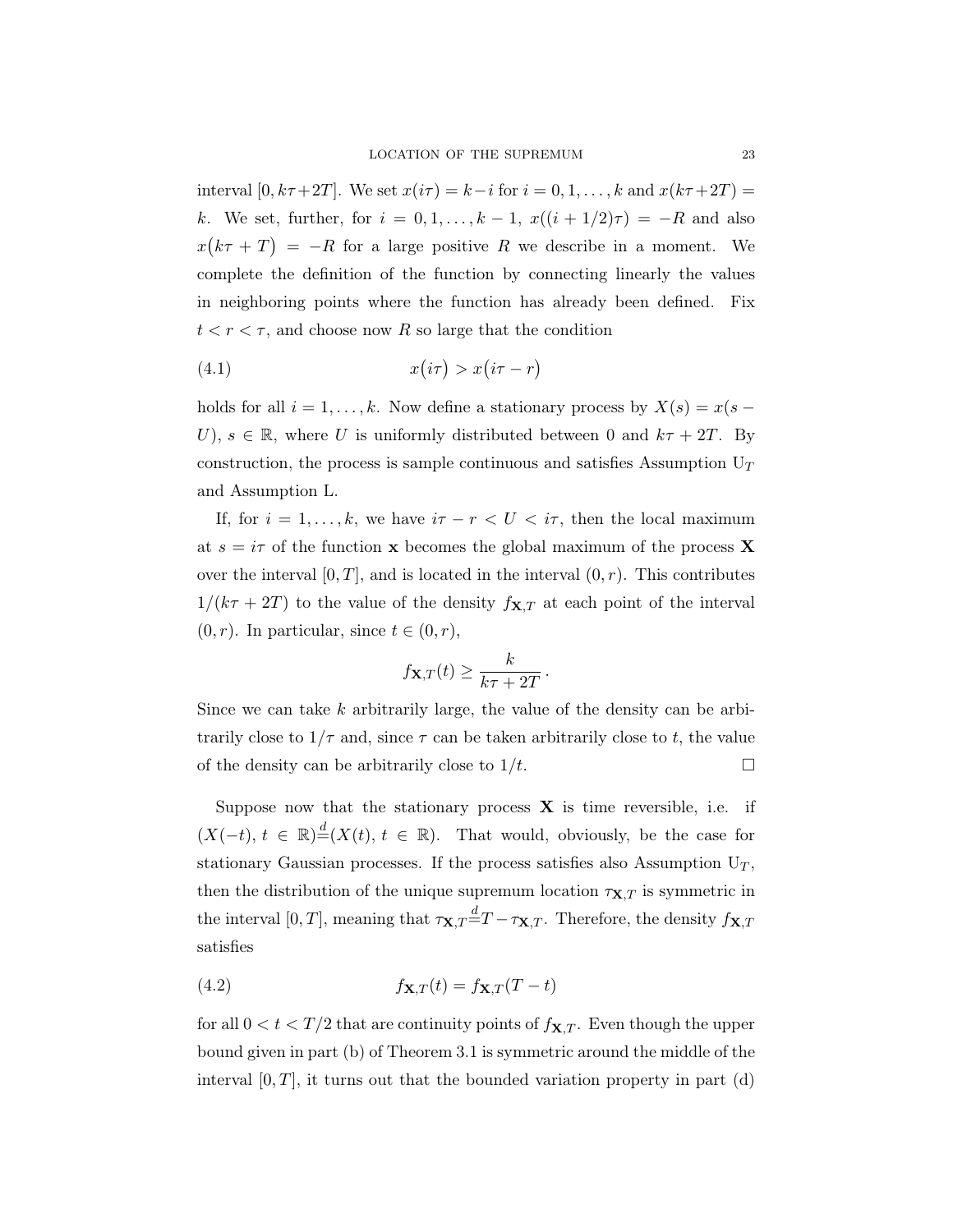interval $[0, k\tau+2T]$. We set $x(i\tau) = k-i$ for $i = 0, 1, \ldots, k$ and $x(k\tau+2T) = k$. We set, further, for $i = 0, 1, \ldots, k-1$, $x((i+1/2)\tau) = -R$ and also $x\big(k\tau + T\big) = -R$ for a large positive $R$ we describe in a moment. We complete the definition of the function by connecting linearly the values in neighboring points where the function has already been defined. Fix $t < r < \tau$, and choose now $R$ so large that the condition

$$x\big(i\tau\big) > x\big(i\tau - r\big) \tag{4.1}$$

holds for all $i = 1, \ldots, k$. Now define a stationary process by $X(s) = x(s - U)$, $s \in \mathbb{R}$, where $U$ is uniformly distributed between 0 and $k\tau + 2T$. By construction, the process is sample continuous and satisfies Assumption $\mathrm{U}_T$ and Assumption L.

If, for $i = 1, \ldots, k$, we have $i\tau - r < U < i\tau$, then the local maximum at $s = i\tau$ of the function $\mathbf{x}$ becomes the global maximum of the process $\mathbf{X}$ over the interval $[0, T]$, and is located in the interval $(0, r)$. This contributes $1/(k\tau + 2T)$ to the value of the density $f_{\mathbf{X},T}$ at each point of the interval $(0, r)$. In particular, since $t \in (0, r)$,

$$f_{\mathbf{X},T}(t) \geq \frac{k}{k\tau + 2T}\,.$$

Since we can take $k$ arbitrarily large, the value of the density can be arbitrarily close to $1/\tau$ and, since $\tau$ can be taken arbitrarily close to $t$, the value of the density can be arbitrarily close to $1/t$. $\square$

Suppose now that the stationary process $\mathbf{X}$ is time reversible, i.e. if $(X(-t),\, t \in \mathbb{R}) \stackrel{d}{=} (X(t),\, t \in \mathbb{R})$. That would, obviously, be the case for stationary Gaussian processes. If the process satisfies also Assumption $\mathrm{U}_T$, then the distribution of the unique supremum location $\tau_{\mathbf{X},T}$ is symmetric in the interval $[0, T]$, meaning that $\tau_{\mathbf{X},T} \stackrel{d}{=} T - \tau_{\mathbf{X},T}$. Therefore, the density $f_{\mathbf{X},T}$ satisfies

$$f_{\mathbf{X},T}(t) = f_{\mathbf{X},T}(T - t) \tag{4.2}$$

for all $0 < t < T/2$ that are continuity points of $f_{\mathbf{X},T}$. Even though the upper bound given in part (b) of Theorem 3.1 is symmetric around the middle of the interval $[0, T]$, it turns out that the bounded variation property in part (d)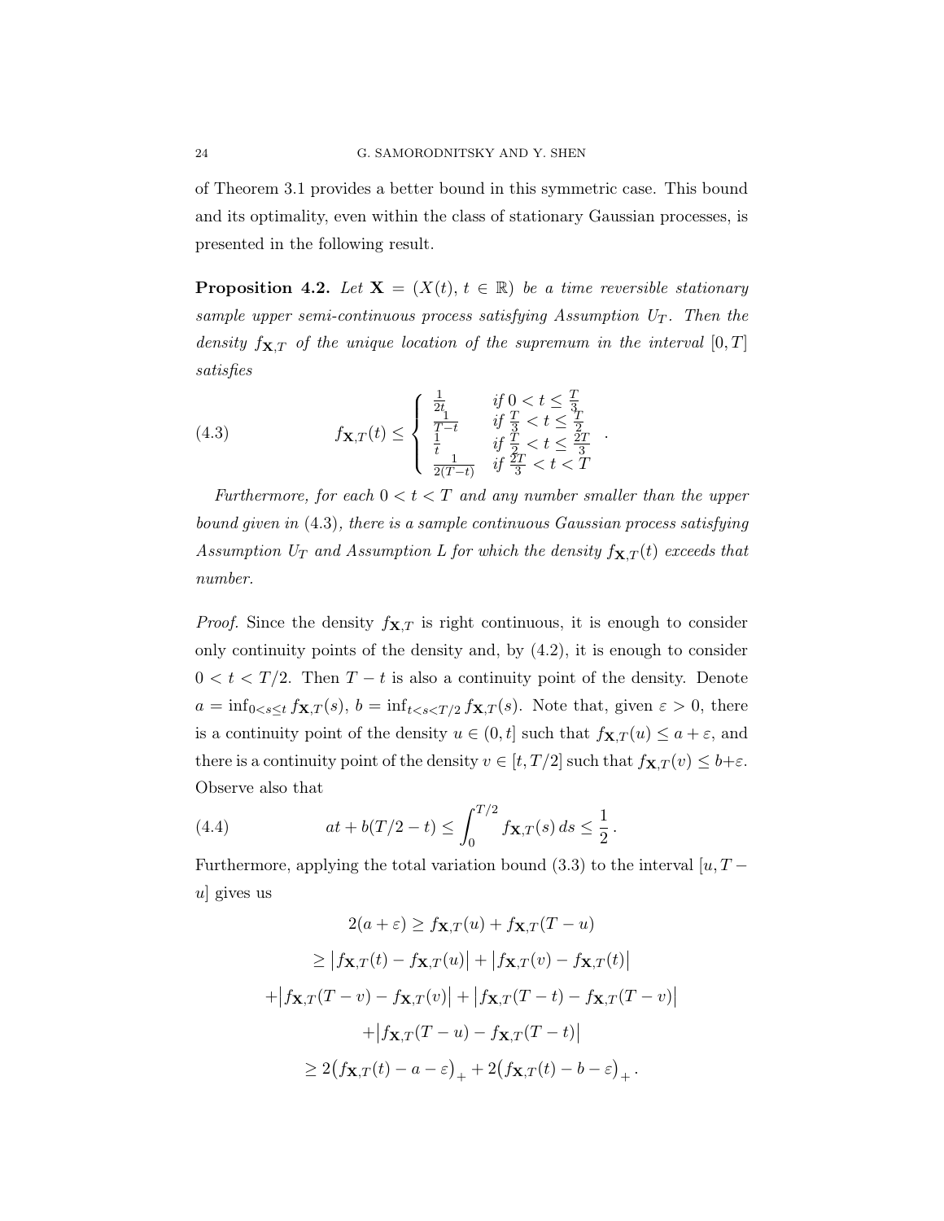of Theorem 3.1 provides a better bound in this symmetric case. This bound and its optimality, even within the class of stationary Gaussian processes, is presented in the following result.

**Proposition 4.2.** *Let $\mathbf{X} = (X(t),\, t \in \mathbb{R})$ be a time reversible stationary sample upper semi-continuous process satisfying Assumption $U_T$. Then the density $f_{\mathbf{X},T}$ of the unique location of the supremum in the interval $[0,T]$ satisfies*

$$
f_{\mathbf{X},T}(t) \leq \begin{cases} \frac{1}{2t} & \text{if } 0 < t \leq \frac{T}{3} \\ \frac{1}{T-t} & \text{if } \frac{T}{3} < t \leq \frac{T}{2} \\ \frac{1}{t} & \text{if } \frac{T}{2} < t \leq \frac{2T}{3} \\ \frac{1}{2(T-t)} & \text{if } \frac{2T}{3} < t < T \end{cases} . \tag{4.3}
$$

*Furthermore, for each $0 < t < T$ and any number smaller than the upper bound given in* (4.3)*, there is a sample continuous Gaussian process satisfying Assumption $U_T$ and Assumption L for which the density $f_{\mathbf{X},T}(t)$ exceeds that number.*

*Proof.* Since the density $f_{\mathbf{X},T}$ is right continuous, it is enough to consider only continuity points of the density and, by (4.2), it is enough to consider $0 < t < T/2$. Then $T - t$ is also a continuity point of the density. Denote $a = \inf_{0<s\leq t} f_{\mathbf{X},T}(s)$, $b = \inf_{t<s<T/2} f_{\mathbf{X},T}(s)$. Note that, given $\varepsilon > 0$, there is a continuity point of the density $u \in (0,t]$ such that $f_{\mathbf{X},T}(u) \leq a + \varepsilon$, and there is a continuity point of the density $v \in [t, T/2]$ such that $f_{\mathbf{X},T}(v) \leq b+\varepsilon$. Observe also that

$$
at + b(T/2 - t) \leq \int_0^{T/2} f_{\mathbf{X},T}(s)\, ds \leq \frac{1}{2}\,. \tag{4.4}
$$

Furthermore, applying the total variation bound (3.3) to the interval $[u, T-u]$ gives us

$$
\begin{aligned}
2(a+\varepsilon) &\geq f_{\mathbf{X},T}(u) + f_{\mathbf{X},T}(T-u) \\
&\geq \big|f_{\mathbf{X},T}(t) - f_{\mathbf{X},T}(u)\big| + \big|f_{\mathbf{X},T}(v) - f_{\mathbf{X},T}(t)\big| \\
&+ \big|f_{\mathbf{X},T}(T-v) - f_{\mathbf{X},T}(v)\big| + \big|f_{\mathbf{X},T}(T-t) - f_{\mathbf{X},T}(T-v)\big| \\
&+ \big|f_{\mathbf{X},T}(T-u) - f_{\mathbf{X},T}(T-t)\big| \\
&\geq 2\big(f_{\mathbf{X},T}(t) - a - \varepsilon\big)_+ + 2\big(f_{\mathbf{X},T}(t) - b - \varepsilon\big)_+\,.
\end{aligned}
$$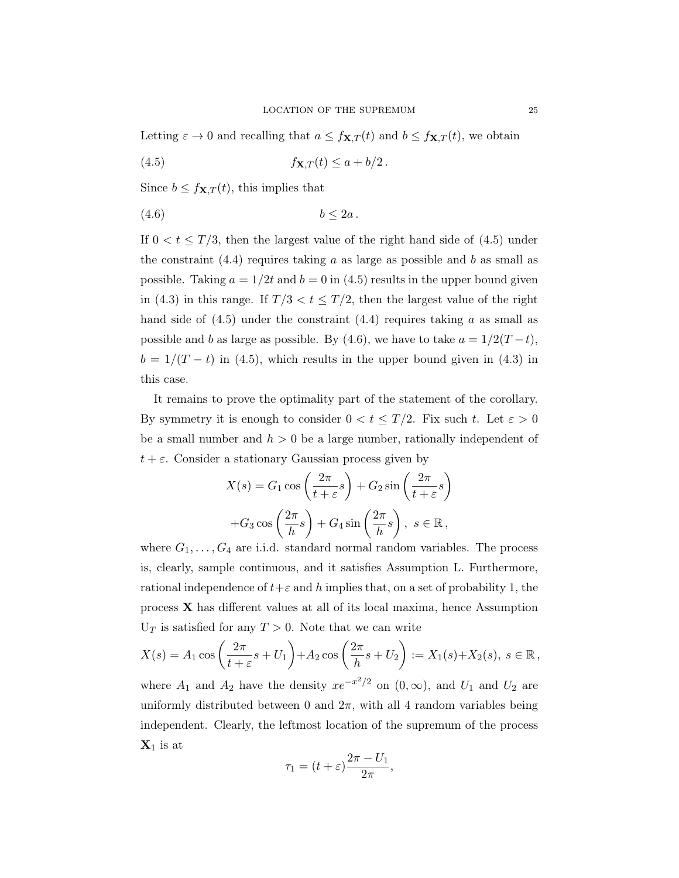Letting $\varepsilon \to 0$ and recalling that $a \le f_{\mathbf{X},T}(t)$ and $b \le f_{\mathbf{X},T}(t)$, we obtain

$$f_{\mathbf{X},T}(t) \le a + b/2 \,. \tag{4.5}$$

Since $b \le f_{\mathbf{X},T}(t)$, this implies that

$$b \le 2a \,. \tag{4.6}$$

If $0 < t \le T/3$, then the largest value of the right hand side of (4.5) under the constraint (4.4) requires taking $a$ as large as possible and $b$ as small as possible. Taking $a = 1/2t$ and $b = 0$ in (4.5) results in the upper bound given in (4.3) in this range. If $T/3 < t \le T/2$, then the largest value of the right hand side of (4.5) under the constraint (4.4) requires taking $a$ as small as possible and $b$ as large as possible. By (4.6), we have to take $a = 1/2(T-t)$, $b = 1/(T-t)$ in (4.5), which results in the upper bound given in (4.3) in this case.

It remains to prove the optimality part of the statement of the corollary. By symmetry it is enough to consider $0 < t \le T/2$. Fix such $t$. Let $\varepsilon > 0$ be a small number and $h > 0$ be a large number, rationally independent of $t + \varepsilon$. Consider a stationary Gaussian process given by

$$X(s) = G_1 \cos\left(\frac{2\pi}{t+\varepsilon}s\right) + G_2 \sin\left(\frac{2\pi}{t+\varepsilon}s\right)$$
$$+ G_3 \cos\left(\frac{2\pi}{h}s\right) + G_4 \sin\left(\frac{2\pi}{h}s\right), \ s \in \mathbb{R},$$

where $G_1, \ldots, G_4$ are i.i.d. standard normal random variables. The process is, clearly, sample continuous, and it satisfies Assumption L. Furthermore, rational independence of $t+\varepsilon$ and $h$ implies that, on a set of probability 1, the process $\mathbf{X}$ has different values at all of its local maxima, hence Assumption $\mathrm{U}_T$ is satisfied for any $T > 0$. Note that we can write

$$X(s) = A_1 \cos\left(\frac{2\pi}{t+\varepsilon}s + U_1\right) + A_2 \cos\left(\frac{2\pi}{h}s + U_2\right) := X_1(s) + X_2(s), \ s \in \mathbb{R},$$

where $A_1$ and $A_2$ have the density $xe^{-x^2/2}$ on $(0, \infty)$, and $U_1$ and $U_2$ are uniformly distributed between 0 and $2\pi$, with all 4 random variables being independent. Clearly, the leftmost location of the supremum of the process $\mathbf{X}_1$ is at

$$\tau_1 = (t+\varepsilon)\frac{2\pi - U_1}{2\pi},$$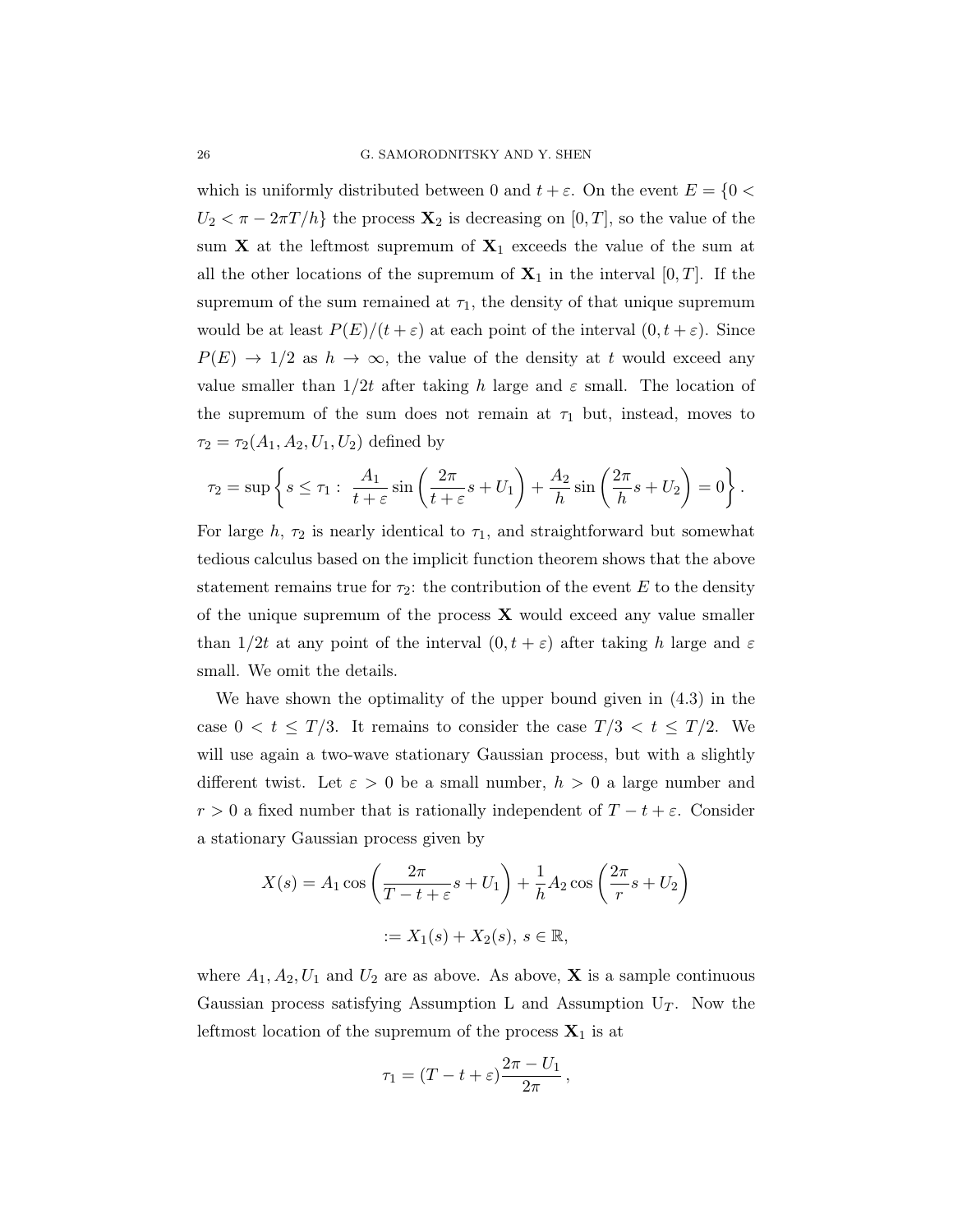which is uniformly distributed between 0 and $t + \varepsilon$. On the event $E = \{0 < U_2 < \pi - 2\pi T/h\}$ the process $\mathbf{X}_2$ is decreasing on $[0, T]$, so the value of the sum $\mathbf{X}$ at the leftmost supremum of $\mathbf{X}_1$ exceeds the value of the sum at all the other locations of the supremum of $\mathbf{X}_1$ in the interval $[0, T]$. If the supremum of the sum remained at $\tau_1$, the density of that unique supremum would be at least $P(E)/(t + \varepsilon)$ at each point of the interval $(0, t + \varepsilon)$. Since $P(E) \to 1/2$ as $h \to \infty$, the value of the density at $t$ would exceed any value smaller than $1/2t$ after taking $h$ large and $\varepsilon$ small. The location of the supremum of the sum does not remain at $\tau_1$ but, instead, moves to $\tau_2 = \tau_2(A_1, A_2, U_1, U_2)$ defined by

$$\tau_2 = \sup\left\{ s \le \tau_1 : \ \frac{A_1}{t+\varepsilon} \sin\left(\frac{2\pi}{t+\varepsilon}s + U_1\right) + \frac{A_2}{h} \sin\left(\frac{2\pi}{h}s + U_2\right) = 0 \right\}.$$

For large $h$, $\tau_2$ is nearly identical to $\tau_1$, and straightforward but somewhat tedious calculus based on the implicit function theorem shows that the above statement remains true for $\tau_2$: the contribution of the event $E$ to the density of the unique supremum of the process $\mathbf{X}$ would exceed any value smaller than $1/2t$ at any point of the interval $(0, t + \varepsilon)$ after taking $h$ large and $\varepsilon$ small. We omit the details.

We have shown the optimality of the upper bound given in (4.3) in the case $0 < t \le T/3$. It remains to consider the case $T/3 < t \le T/2$. We will use again a two-wave stationary Gaussian process, but with a slightly different twist. Let $\varepsilon > 0$ be a small number, $h > 0$ a large number and $r > 0$ a fixed number that is rationally independent of $T - t + \varepsilon$. Consider a stationary Gaussian process given by

$$X(s) = A_1 \cos\left(\frac{2\pi}{T - t + \varepsilon}s + U_1\right) + \frac{1}{h} A_2 \cos\left(\frac{2\pi}{r}s + U_2\right)$$

$$:= X_1(s) + X_2(s), \ s \in \mathbb{R},$$

where $A_1, A_2, U_1$ and $U_2$ are as above. As above, $\mathbf{X}$ is a sample continuous Gaussian process satisfying Assumption L and Assumption $\mathrm{U}_T$. Now the leftmost location of the supremum of the process $\mathbf{X}_1$ is at

$$\tau_1 = (T - t + \varepsilon)\frac{2\pi - U_1}{2\pi},$$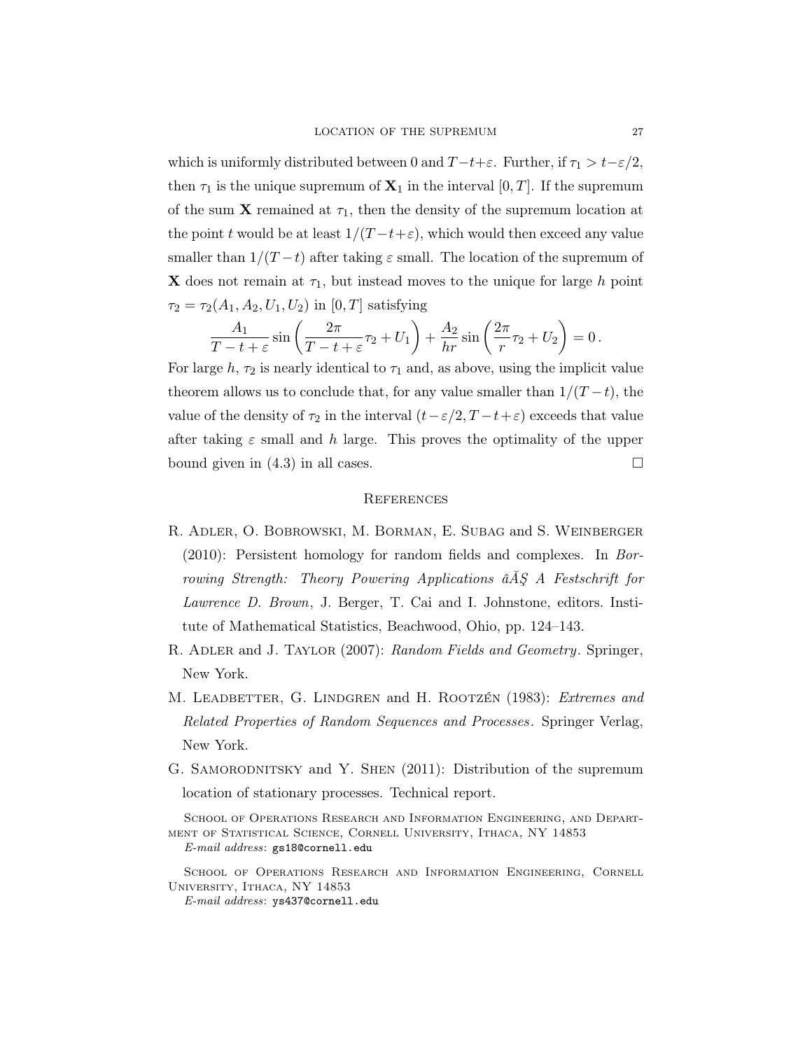which is uniformly distributed between 0 and $T-t+\varepsilon$. Further, if $\tau_1 > t-\varepsilon/2$, then $\tau_1$ is the unique supremum of $\mathbf{X}_1$ in the interval $[0,T]$. If the supremum of the sum $\mathbf{X}$ remained at $\tau_1$, then the density of the supremum location at the point $t$ would be at least $1/(T-t+\varepsilon)$, which would then exceed any value smaller than $1/(T-t)$ after taking $\varepsilon$ small. The location of the supremum of $\mathbf{X}$ does not remain at $\tau_1$, but instead moves to the unique for large $h$ point $\tau_2 = \tau_2(A_1, A_2, U_1, U_2)$ in $[0,T]$ satisfying

$$\frac{A_1}{T-t+\varepsilon} \sin\left(\frac{2\pi}{T-t+\varepsilon}\tau_2 + U_1\right) + \frac{A_2}{hr}\sin\left(\frac{2\pi}{r}\tau_2 + U_2\right) = 0\,.$$

For large $h$, $\tau_2$ is nearly identical to $\tau_1$ and, as above, using the implicit value theorem allows us to conclude that, for any value smaller than $1/(T-t)$, the value of the density of $\tau_2$ in the interval $(t-\varepsilon/2, T-t+\varepsilon)$ exceeds that value after taking $\varepsilon$ small and $h$ large. This proves the optimality of the upper bound given in (4.3) in all cases. $\square$

## References

R. Adler, O. Bobrowski, M. Borman, E. Subag and S. Weinberger (2010): Persistent homology for random fields and complexes. In *Borrowing Strength: Theory Powering Applications âĂŞ A Festschrift for Lawrence D. Brown*, J. Berger, T. Cai and I. Johnstone, editors. Institute of Mathematical Statistics, Beachwood, Ohio, pp. 124–143.

R. Adler and J. Taylor (2007): *Random Fields and Geometry*. Springer, New York.

M. Leadbetter, G. Lindgren and H. Rootzén (1983): *Extremes and Related Properties of Random Sequences and Processes*. Springer Verlag, New York.

G. Samorodnitsky and Y. Shen (2011): Distribution of the supremum location of stationary processes. Technical report.

School of Operations Research and Information Engineering, and Department of Statistical Science, Cornell University, Ithaca, NY 14853
*E-mail address*: gs18@cornell.edu

School of Operations Research and Information Engineering, Cornell University, Ithaca, NY 14853
*E-mail address*: ys437@cornell.edu